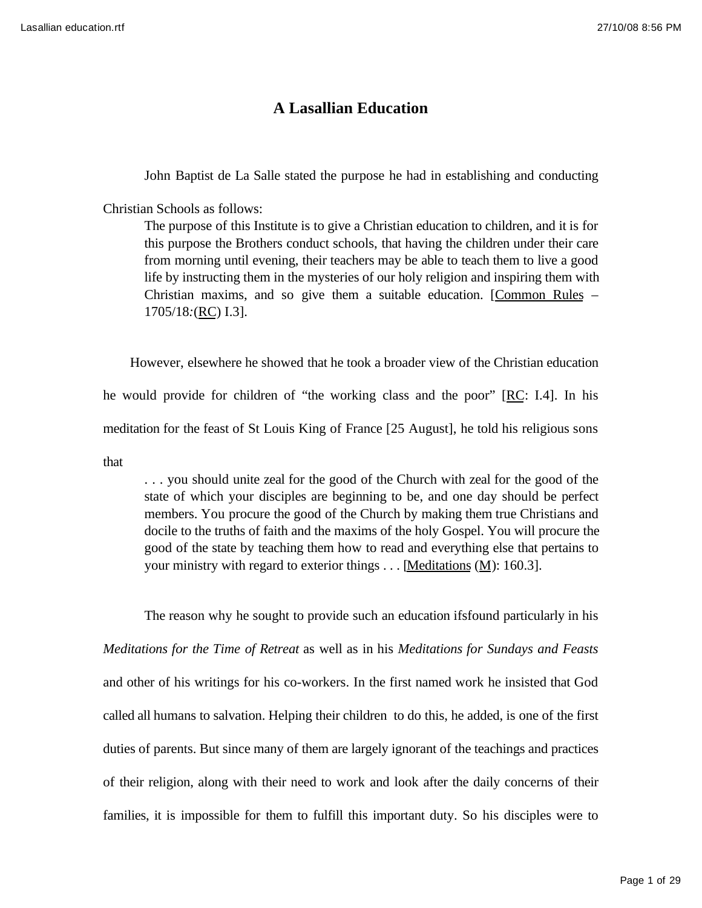# A Lasallian Education

John Baptist de La Salle stated the purpose he had in establishing and conducting Christian Schools as follows:

> The purpose of this Institute is to give a Christian education to children, and it is for this purpose the Brothers conduct schools, that having the children under their care from morning until evening, their teachers may be able to teach them to live a good life by instructing them in the mysteries of our holy religion and inspiring them with Christian maxims, and so give them a suitable education. [Common Rules – 1705/18:(RC) I.3].

However, elsewhere he showed that he took a broader view of the Christian education he would provide for children of "the working class and the poor" [RC: I.4]. In his meditation for the feast of St Louis King of France [25 August], he told his religious sons that

> . . . you should unite zeal for the good of the Church with zeal for the good of the state of which your disciples are beginning to be, and one day should be perfect members. You procure the good of the Church by making them true Christians and docile to the truths of faith and the maxims of the holy Gospel. You will procure the good of the state by teaching them how to read and everything else that pertains to your ministry with regard to exterior things . . . [Meditations (M): 160.3].

The reason why he sought to provide such an education ifsfound particularly in his *Meditations for the Time of Retreat* as well as in his *Meditations for Sundays and Feasts* and other of his writings for his co-workers. In the first named work he insisted that God called all humans to salvation. Helping their children to do this, he added, is one of the first duties of parents. But since many of them are largely ignorant of the teachings and practices of their religion, along with their need to work and look after the daily concerns of their families, it is impossible for them to fulfill this important duty. So his disciples were to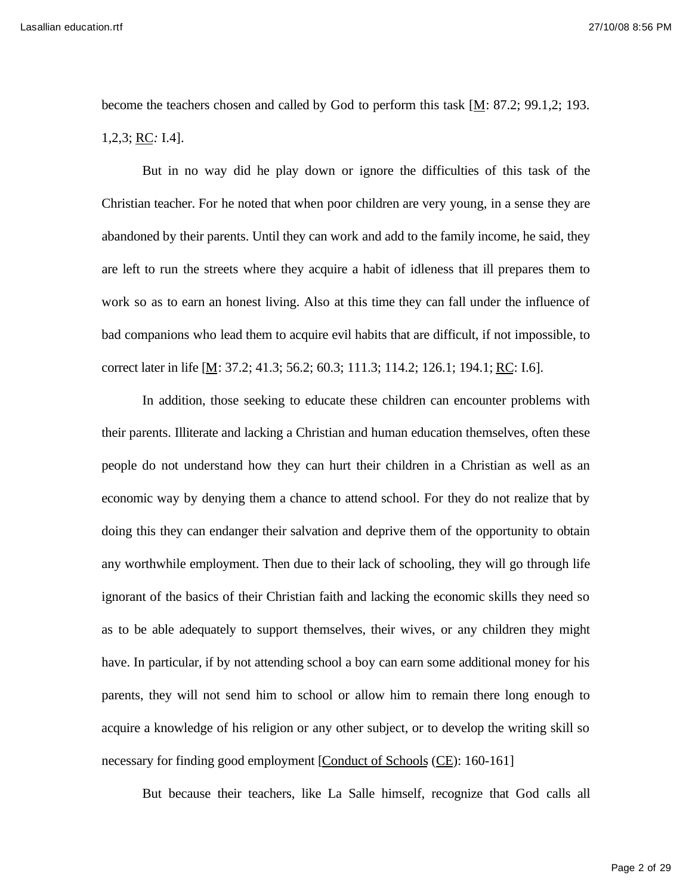become the teachers chosen and called by God to perform this task [M: 87.2; 99.1,2; 193. 1,2,3; RC*:* I.4].

But in no way did he play down or ignore the difficulties of this task of the Christian teacher. For he noted that when poor children are very young, in a sense they are abandoned by their parents. Until they can work and add to the family income, he said, they are left to run the streets where they acquire a habit of idleness that ill prepares them to work so as to earn an honest living. Also at this time they can fall under the influence of bad companions who lead them to acquire evil habits that are difficult, if not impossible, to correct later in life [M: 37.2; 41.3; 56.2; 60.3; 111.3; 114.2; 126.1; 194.1; RC: I.6].

In addition, those seeking to educate these children can encounter problems with their parents. Illiterate and lacking a Christian and human education themselves, often these people do not understand how they can hurt their children in a Christian as well as an economic way by denying them a chance to attend school. For they do not realize that by doing this they can endanger their salvation and deprive them of the opportunity to obtain any worthwhile employment. Then due to their lack of schooling, they will go through life ignorant of the basics of their Christian faith and lacking the economic skills they need so as to be able adequately to support themselves, their wives, or any children they might have. In particular, if by not attending school a boy can earn some additional money for his parents, they will not send him to school or allow him to remain there long enough to acquire a knowledge of his religion or any other subject, or to develop the writing skill so necessary for finding good employment [Conduct of Schools (CE): 160-161]

But because their teachers, like La Salle himself, recognize that God calls all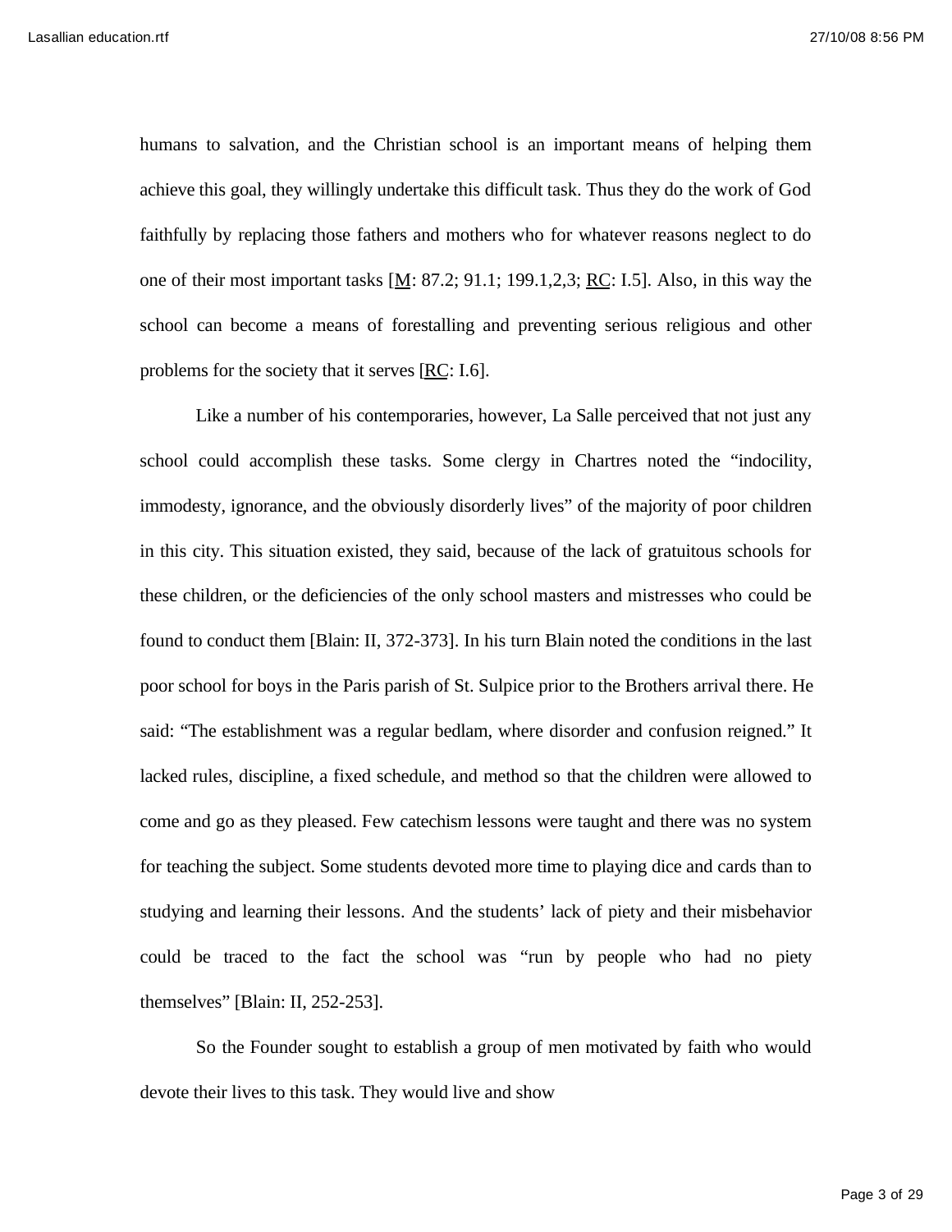humans to salvation, and the Christian school is an important means of helping them achieve this goal, they willingly undertake this difficult task. Thus they do the work of God faithfully by replacing those fathers and mothers who for whatever reasons neglect to do one of their most important tasks [M: 87.2; 91.1; 199.1,2,3; RC: I.5]. Also, in this way the school can become a means of forestalling and preventing serious religious and other problems for the society that it serves [RC: I.6].

Like a number of his contemporaries, however, La Salle perceived that not just any school could accomplish these tasks. Some clergy in Chartres noted the "indocility, immodesty, ignorance, and the obviously disorderly lives" of the majority of poor children in this city. This situation existed, they said, because of the lack of gratuitous schools for these children, or the deficiencies of the only school masters and mistresses who could be found to conduct them [Blain: II, 372-373]. In his turn Blain noted the conditions in the last poor school for boys in the Paris parish of St. Sulpice prior to the Brothers arrival there. He said: "The establishment was a regular bedlam, where disorder and confusion reigned." It lacked rules, discipline, a fixed schedule, and method so that the children were allowed to come and go as they pleased. Few catechism lessons were taught and there was no system for teaching the subject. Some students devoted more time to playing dice and cards than to studying and learning their lessons. And the students' lack of piety and their misbehavior could be traced to the fact the school was "run by people who had no piety themselves" [Blain: II, 252-253].

So the Founder sought to establish a group of men motivated by faith who would devote their lives to this task. They would live and show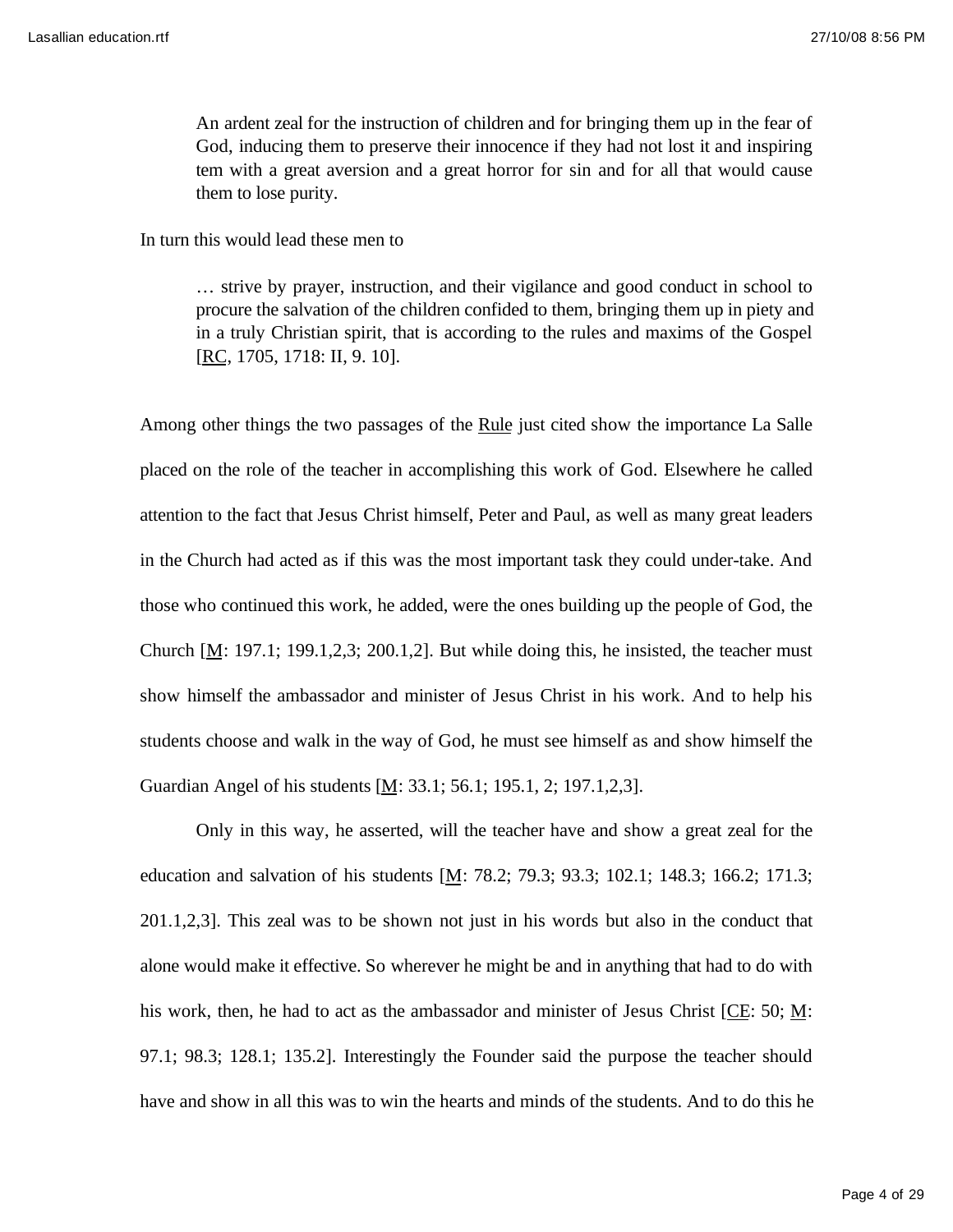> An ardent zeal for the instruction of children and for bringing them up in the fear of God, inducing them to preserve their innocence if they had not lost it and inspiring tem with a great aversion and a great horror for sin and for all that would cause them to lose purity.

In turn this would lead these men to

> … strive by prayer, instruction, and their vigilance and good conduct in school to procure the salvation of the children confided to them, bringing them up in piety and in a truly Christian spirit, that is according to the rules and maxims of the Gospel [RC, 1705, 1718: II, 9. 10].

Among other things the two passages of the Rule just cited show the importance La Salle placed on the role of the teacher in accomplishing this work of God. Elsewhere he called attention to the fact that Jesus Christ himself, Peter and Paul, as well as many great leaders in the Church had acted as if this was the most important task they could under-take. And those who continued this work, he added, were the ones building up the people of God, the Church [M: 197.1; 199.1,2,3; 200.1,2]. But while doing this, he insisted, the teacher must show himself the ambassador and minister of Jesus Christ in his work. And to help his students choose and walk in the way of God, he must see himself as and show himself the Guardian Angel of his students [M: 33.1; 56.1; 195.1, 2; 197.1,2,3].

Only in this way, he asserted, will the teacher have and show a great zeal for the education and salvation of his students [M: 78.2; 79.3; 93.3; 102.1; 148.3; 166.2; 171.3; 201.1,2,3]. This zeal was to be shown not just in his words but also in the conduct that alone would make it effective. So wherever he might be and in anything that had to do with his work, then, he had to act as the ambassador and minister of Jesus Christ [CE: 50; M: 97.1; 98.3; 128.1; 135.2]. Interestingly the Founder said the purpose the teacher should have and show in all this was to win the hearts and minds of the students. And to do this he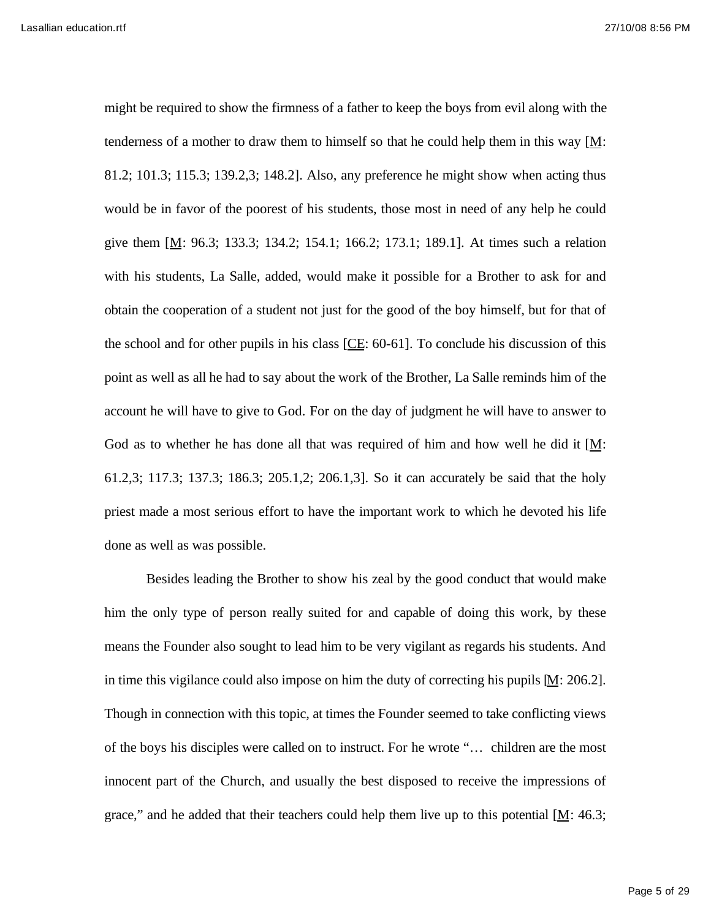might be required to show the firmness of a father to keep the boys from evil along with the tenderness of a mother to draw them to himself so that he could help them in this way [M: 81.2; 101.3; 115.3; 139.2,3; 148.2]. Also, any preference he might show when acting thus would be in favor of the poorest of his students, those most in need of any help he could give them [M: 96.3; 133.3; 134.2; 154.1; 166.2; 173.1; 189.1]. At times such a relation with his students, La Salle, added, would make it possible for a Brother to ask for and obtain the cooperation of a student not just for the good of the boy himself, but for that of the school and for other pupils in his class [CE: 60-61]. To conclude his discussion of this point as well as all he had to say about the work of the Brother, La Salle reminds him of the account he will have to give to God. For on the day of judgment he will have to answer to God as to whether he has done all that was required of him and how well he did it [M: 61.2,3; 117.3; 137.3; 186.3; 205.1,2; 206.1,3]. So it can accurately be said that the holy priest made a most serious effort to have the important work to which he devoted his life done as well as was possible.

Besides leading the Brother to show his zeal by the good conduct that would make him the only type of person really suited for and capable of doing this work, by these means the Founder also sought to lead him to be very vigilant as regards his students. And in time this vigilance could also impose on him the duty of correcting his pupils [M: 206.2]. Though in connection with this topic, at times the Founder seemed to take conflicting views of the boys his disciples were called on to instruct. For he wrote "… children are the most innocent part of the Church, and usually the best disposed to receive the impressions of grace," and he added that their teachers could help them live up to this potential [M: 46.3;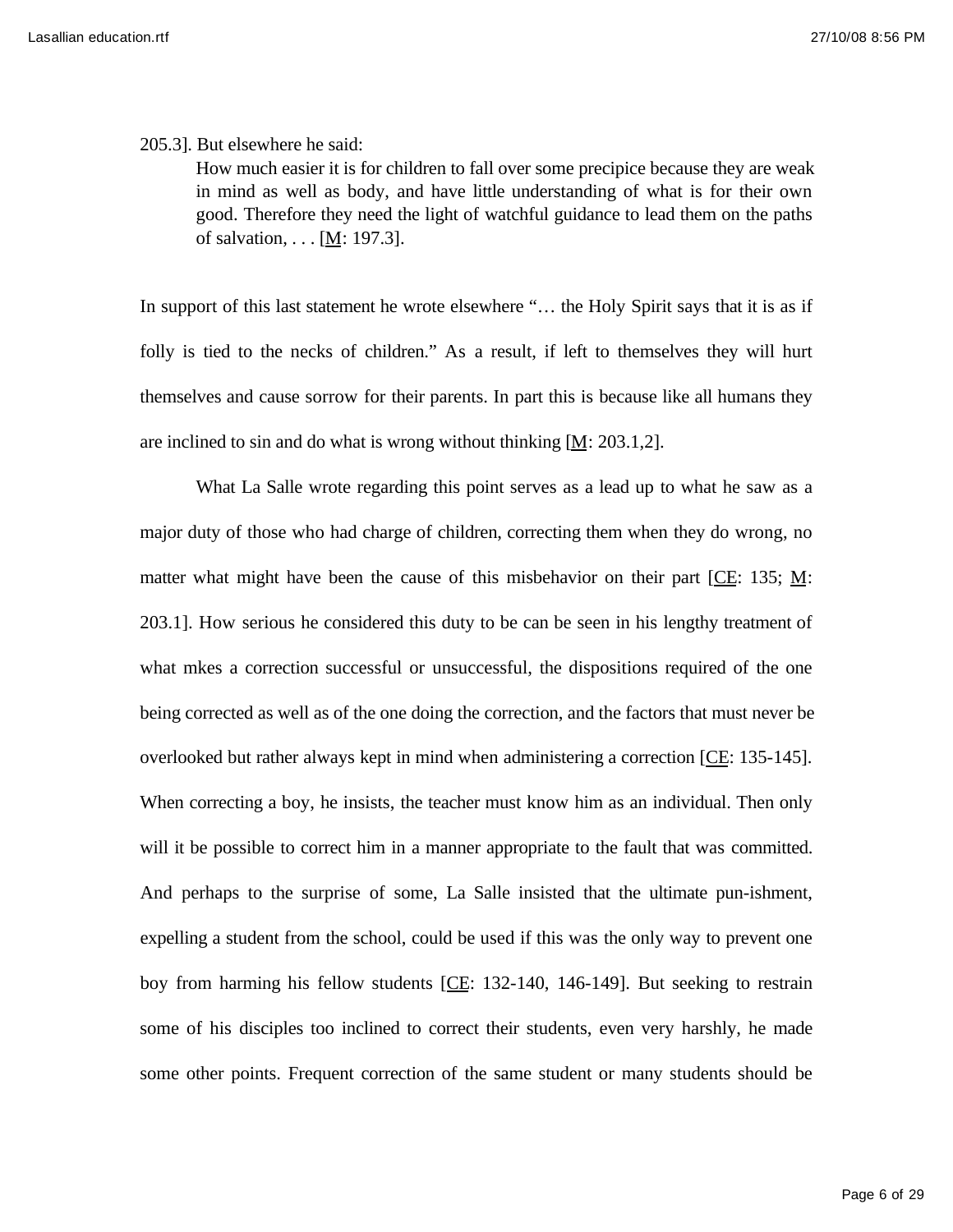205.3]. But elsewhere he said:

> How much easier it is for children to fall over some precipice because they are weak in mind as well as body, and have little understanding of what is for their own good. Therefore they need the light of watchful guidance to lead them on the paths of salvation, . . . [M: 197.3].

In support of this last statement he wrote elsewhere "… the Holy Spirit says that it is as if folly is tied to the necks of children." As a result, if left to themselves they will hurt themselves and cause sorrow for their parents. In part this is because like all humans they are inclined to sin and do what is wrong without thinking [M: 203.1,2].

What La Salle wrote regarding this point serves as a lead up to what he saw as a major duty of those who had charge of children, correcting them when they do wrong, no matter what might have been the cause of this misbehavior on their part [CE: 135; M: 203.1]. How serious he considered this duty to be can be seen in his lengthy treatment of what mkes a correction successful or unsuccessful, the dispositions required of the one being corrected as well as of the one doing the correction, and the factors that must never be overlooked but rather always kept in mind when administering a correction [CE: 135-145]. When correcting a boy, he insists, the teacher must know him as an individual. Then only will it be possible to correct him in a manner appropriate to the fault that was committed. And perhaps to the surprise of some, La Salle insisted that the ultimate pun-ishment, expelling a student from the school, could be used if this was the only way to prevent one boy from harming his fellow students [CE: 132-140, 146-149]. But seeking to restrain some of his disciples too inclined to correct their students, even very harshly, he made some other points. Frequent correction of the same student or many students should be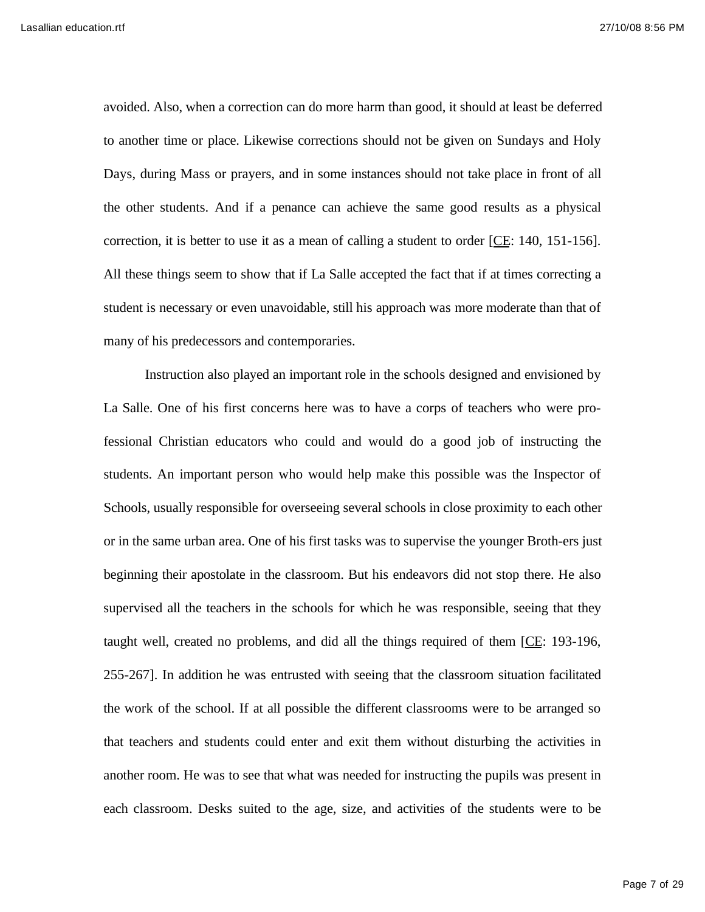avoided. Also, when a correction can do more harm than good, it should at least be deferred to another time or place. Likewise corrections should not be given on Sundays and Holy Days, during Mass or prayers, and in some instances should not take place in front of all the other students. And if a penance can achieve the same good results as a physical correction, it is better to use it as a mean of calling a student to order [CE: 140, 151-156]. All these things seem to show that if La Salle accepted the fact that if at times correcting a student is necessary or even unavoidable, still his approach was more moderate than that of many of his predecessors and contemporaries.

Instruction also played an important role in the schools designed and envisioned by La Salle. One of his first concerns here was to have a corps of teachers who were professional Christian educators who could and would do a good job of instructing the students. An important person who would help make this possible was the Inspector of Schools, usually responsible for overseeing several schools in close proximity to each other or in the same urban area. One of his first tasks was to supervise the younger Broth-ers just beginning their apostolate in the classroom. But his endeavors did not stop there. He also supervised all the teachers in the schools for which he was responsible, seeing that they taught well, created no problems, and did all the things required of them [CE: 193-196, 255-267]. In addition he was entrusted with seeing that the classroom situation facilitated the work of the school. If at all possible the different classrooms were to be arranged so that teachers and students could enter and exit them without disturbing the activities in another room. He was to see that what was needed for instructing the pupils was present in each classroom. Desks suited to the age, size, and activities of the students were to be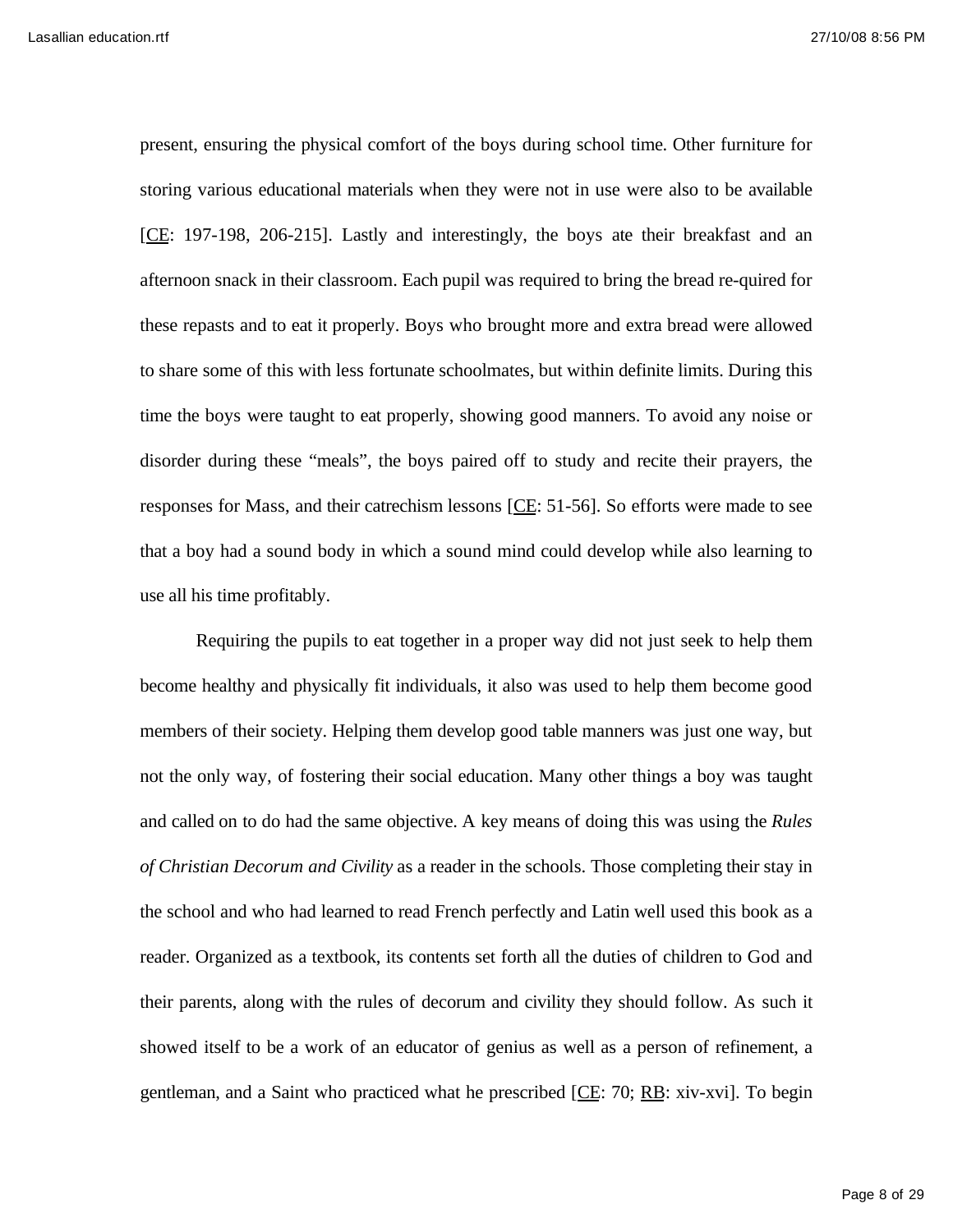present, ensuring the physical comfort of the boys during school time. Other furniture for storing various educational materials when they were not in use were also to be available [CE: 197-198, 206-215]. Lastly and interestingly, the boys ate their breakfast and an afternoon snack in their classroom. Each pupil was required to bring the bread re-quired for these repasts and to eat it properly. Boys who brought more and extra bread were allowed to share some of this with less fortunate schoolmates, but within definite limits. During this time the boys were taught to eat properly, showing good manners. To avoid any noise or disorder during these "meals", the boys paired off to study and recite their prayers, the responses for Mass, and their catrechism lessons [CE: 51-56]. So efforts were made to see that a boy had a sound body in which a sound mind could develop while also learning to use all his time profitably.

Requiring the pupils to eat together in a proper way did not just seek to help them become healthy and physically fit individuals, it also was used to help them become good members of their society. Helping them develop good table manners was just one way, but not the only way, of fostering their social education. Many other things a boy was taught and called on to do had the same objective. A key means of doing this was using the *Rules of Christian Decorum and Civility* as a reader in the schools. Those completing their stay in the school and who had learned to read French perfectly and Latin well used this book as a reader. Organized as a textbook, its contents set forth all the duties of children to God and their parents, along with the rules of decorum and civility they should follow. As such it showed itself to be a work of an educator of genius as well as a person of refinement, a gentleman, and a Saint who practiced what he prescribed [CE: 70; RB: xiv-xvi]. To begin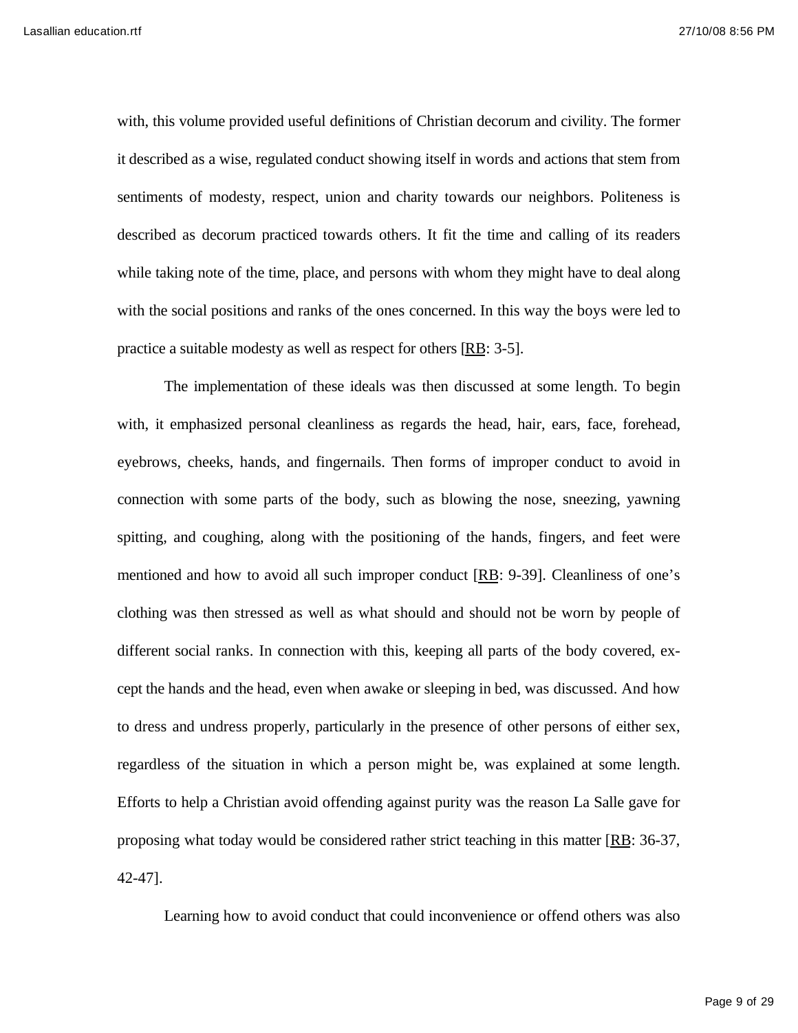with, this volume provided useful definitions of Christian decorum and civility. The former it described as a wise, regulated conduct showing itself in words and actions that stem from sentiments of modesty, respect, union and charity towards our neighbors. Politeness is described as decorum practiced towards others. It fit the time and calling of its readers while taking note of the time, place, and persons with whom they might have to deal along with the social positions and ranks of the ones concerned. In this way the boys were led to practice a suitable modesty as well as respect for others [RB: 3-5].

The implementation of these ideals was then discussed at some length. To begin with, it emphasized personal cleanliness as regards the head, hair, ears, face, forehead, eyebrows, cheeks, hands, and fingernails. Then forms of improper conduct to avoid in connection with some parts of the body, such as blowing the nose, sneezing, yawning spitting, and coughing, along with the positioning of the hands, fingers, and feet were mentioned and how to avoid all such improper conduct [RB: 9-39]. Cleanliness of one's clothing was then stressed as well as what should and should not be worn by people of different social ranks. In connection with this, keeping all parts of the body covered, except the hands and the head, even when awake or sleeping in bed, was discussed. And how to dress and undress properly, particularly in the presence of other persons of either sex, regardless of the situation in which a person might be, was explained at some length. Efforts to help a Christian avoid offending against purity was the reason La Salle gave for proposing what today would be considered rather strict teaching in this matter [RB: 36-37, 42-47].

Learning how to avoid conduct that could inconvenience or offend others was also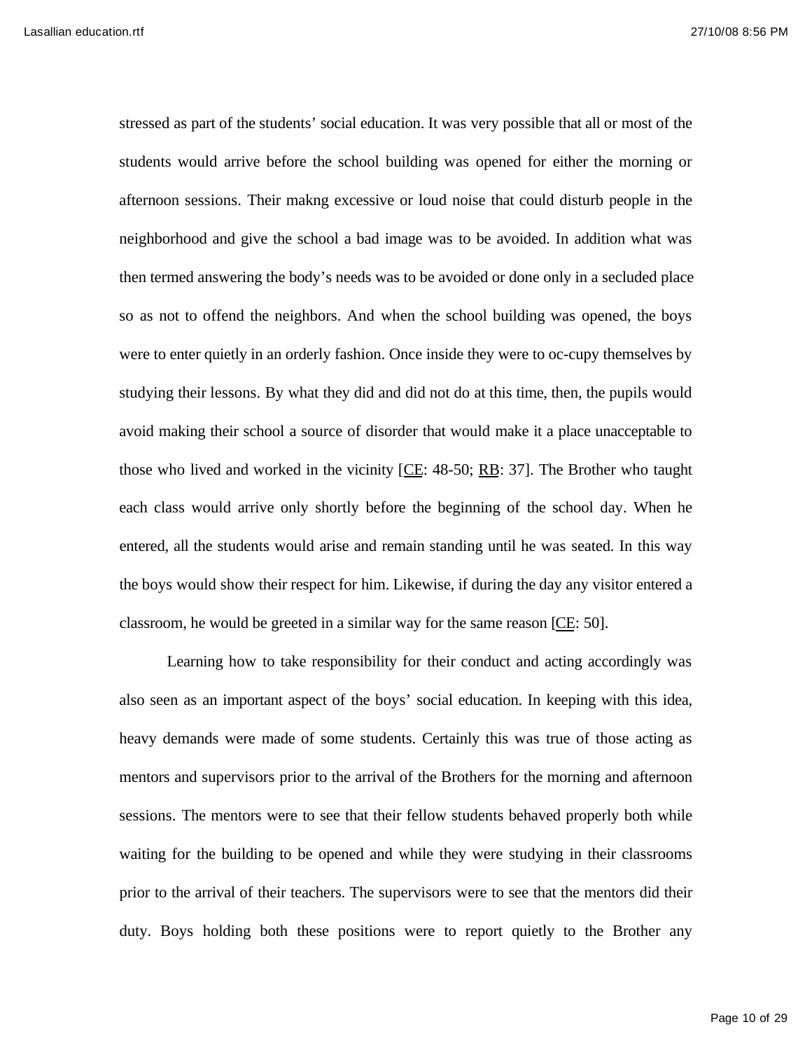stressed as part of the students' social education. It was very possible that all or most of the students would arrive before the school building was opened for either the morning or afternoon sessions. Their makng excessive or loud noise that could disturb people in the neighborhood and give the school a bad image was to be avoided. In addition what was then termed answering the body's needs was to be avoided or done only in a secluded place so as not to offend the neighbors. And when the school building was opened, the boys were to enter quietly in an orderly fashion. Once inside they were to oc-cupy themselves by studying their lessons. By what they did and did not do at this time, then, the pupils would avoid making their school a source of disorder that would make it a place unacceptable to those who lived and worked in the vicinity [CE: 48-50; RB: 37]. The Brother who taught each class would arrive only shortly before the beginning of the school day. When he entered, all the students would arise and remain standing until he was seated. In this way the boys would show their respect for him. Likewise, if during the day any visitor entered a classroom, he would be greeted in a similar way for the same reason [CE: 50].

Learning how to take responsibility for their conduct and acting accordingly was also seen as an important aspect of the boys' social education. In keeping with this idea, heavy demands were made of some students. Certainly this was true of those acting as mentors and supervisors prior to the arrival of the Brothers for the morning and afternoon sessions. The mentors were to see that their fellow students behaved properly both while waiting for the building to be opened and while they were studying in their classrooms prior to the arrival of their teachers. The supervisors were to see that the mentors did their duty. Boys holding both these positions were to report quietly to the Brother any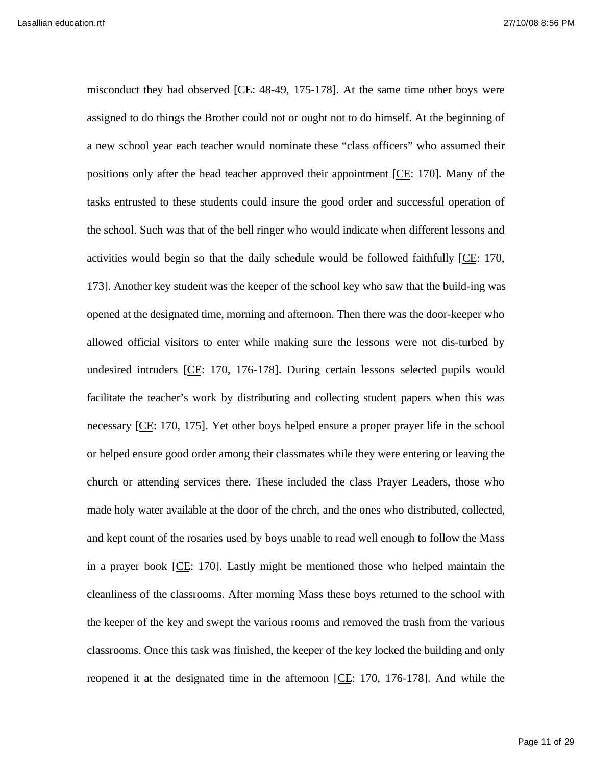misconduct they had observed [CE: 48-49, 175-178]. At the same time other boys were assigned to do things the Brother could not or ought not to do himself. At the beginning of a new school year each teacher would nominate these "class officers" who assumed their positions only after the head teacher approved their appointment [CE: 170]. Many of the tasks entrusted to these students could insure the good order and successful operation of the school. Such was that of the bell ringer who would indicate when different lessons and activities would begin so that the daily schedule would be followed faithfully [CE: 170, 173]. Another key student was the keeper of the school key who saw that the build-ing was opened at the designated time, morning and afternoon. Then there was the door-keeper who allowed official visitors to enter while making sure the lessons were not dis-turbed by undesired intruders [CE: 170, 176-178]. During certain lessons selected pupils would facilitate the teacher's work by distributing and collecting student papers when this was necessary [CE: 170, 175]. Yet other boys helped ensure a proper prayer life in the school or helped ensure good order among their classmates while they were entering or leaving the church or attending services there. These included the class Prayer Leaders, those who made holy water available at the door of the chrch, and the ones who distributed, collected, and kept count of the rosaries used by boys unable to read well enough to follow the Mass in a prayer book [CE: 170]. Lastly might be mentioned those who helped maintain the cleanliness of the classrooms. After morning Mass these boys returned to the school with the keeper of the key and swept the various rooms and removed the trash from the various classrooms. Once this task was finished, the keeper of the key locked the building and only reopened it at the designated time in the afternoon [CE: 170, 176-178]. And while the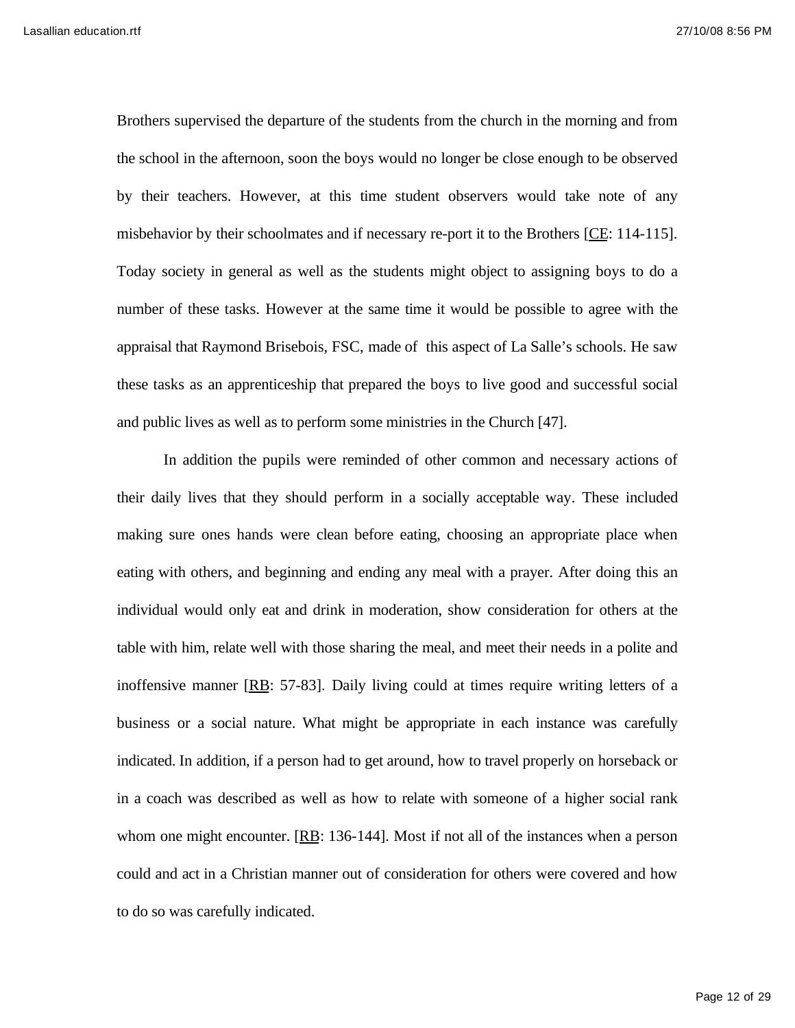Brothers supervised the departure of the students from the church in the morning and from the school in the afternoon, soon the boys would no longer be close enough to be observed by their teachers. However, at this time student observers would take note of any misbehavior by their schoolmates and if necessary re-port it to the Brothers [CE: 114-115]. Today society in general as well as the students might object to assigning boys to do a number of these tasks. However at the same time it would be possible to agree with the appraisal that Raymond Brisebois, FSC, made of this aspect of La Salle's schools. He saw these tasks as an apprenticeship that prepared the boys to live good and successful social and public lives as well as to perform some ministries in the Church [47].

In addition the pupils were reminded of other common and necessary actions of their daily lives that they should perform in a socially acceptable way. These included making sure ones hands were clean before eating, choosing an appropriate place when eating with others, and beginning and ending any meal with a prayer. After doing this an individual would only eat and drink in moderation, show consideration for others at the table with him, relate well with those sharing the meal, and meet their needs in a polite and inoffensive manner [RB: 57-83]. Daily living could at times require writing letters of a business or a social nature. What might be appropriate in each instance was carefully indicated. In addition, if a person had to get around, how to travel properly on horseback or in a coach was described as well as how to relate with someone of a higher social rank whom one might encounter. [RB: 136-144]. Most if not all of the instances when a person could and act in a Christian manner out of consideration for others were covered and how to do so was carefully indicated.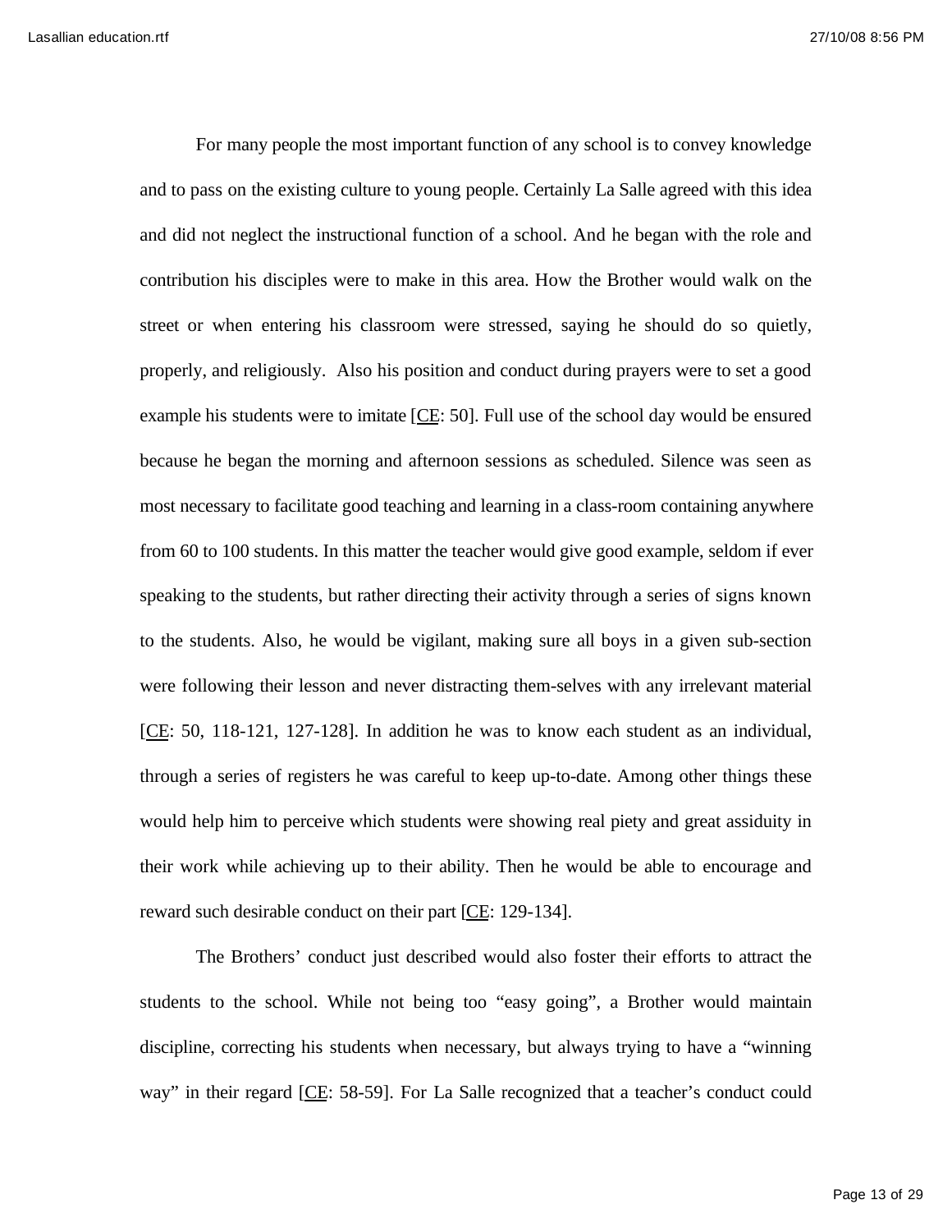For many people the most important function of any school is to convey knowledge and to pass on the existing culture to young people. Certainly La Salle agreed with this idea and did not neglect the instructional function of a school. And he began with the role and contribution his disciples were to make in this area. How the Brother would walk on the street or when entering his classroom were stressed, saying he should do so quietly, properly, and religiously.  Also his position and conduct during prayers were to set a good example his students were to imitate [CE: 50]. Full use of the school day would be ensured because he began the morning and afternoon sessions as scheduled. Silence was seen as most necessary to facilitate good teaching and learning in a class-room containing anywhere from 60 to 100 students. In this matter the teacher would give good example, seldom if ever speaking to the students, but rather directing their activity through a series of signs known to the students. Also, he would be vigilant, making sure all boys in a given sub-section were following their lesson and never distracting them-selves with any irrelevant material [CE: 50, 118-121, 127-128]. In addition he was to know each student as an individual, through a series of registers he was careful to keep up-to-date. Among other things these would help him to perceive which students were showing real piety and great assiduity in their work while achieving up to their ability. Then he would be able to encourage and reward such desirable conduct on their part [CE: 129-134].

The Brothers' conduct just described would also foster their efforts to attract the students to the school. While not being too "easy going", a Brother would maintain discipline, correcting his students when necessary, but always trying to have a "winning way" in their regard [CE: 58-59]. For La Salle recognized that a teacher's conduct could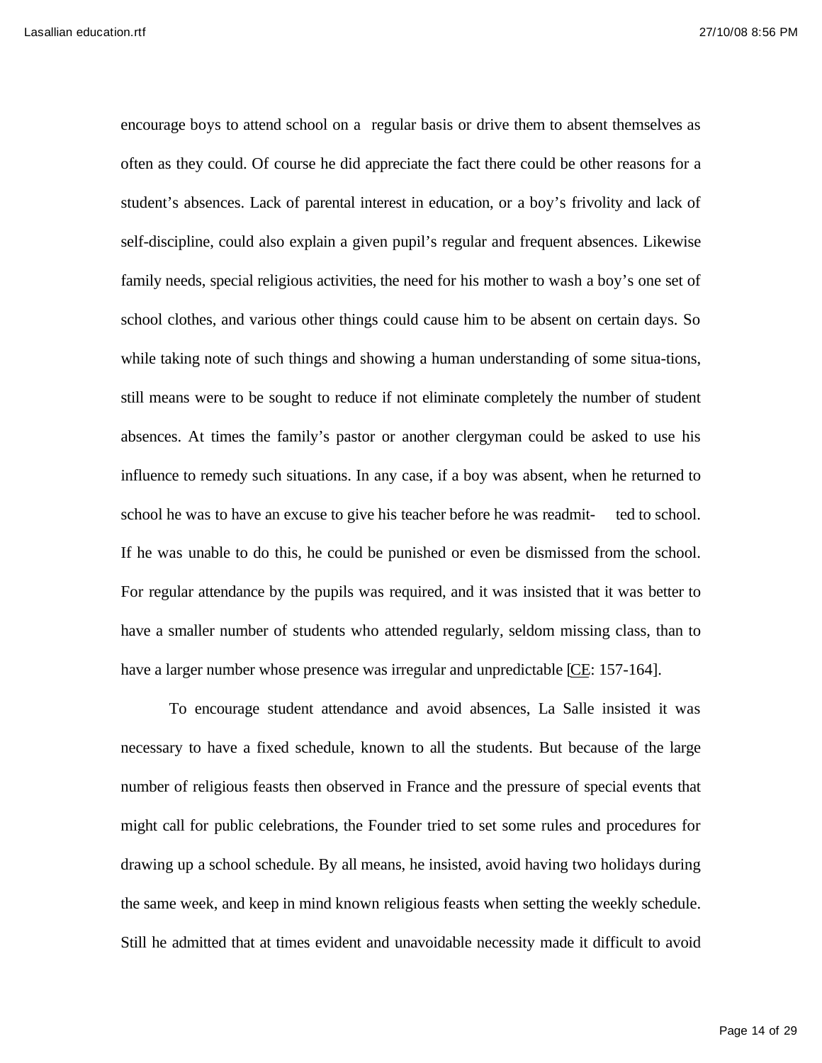encourage boys to attend school on a regular basis or drive them to absent themselves as often as they could. Of course he did appreciate the fact there could be other reasons for a student's absences. Lack of parental interest in education, or a boy's frivolity and lack of self-discipline, could also explain a given pupil's regular and frequent absences. Likewise family needs, special religious activities, the need for his mother to wash a boy's one set of school clothes, and various other things could cause him to be absent on certain days. So while taking note of such things and showing a human understanding of some situa-tions, still means were to be sought to reduce if not eliminate completely the number of student absences. At times the family's pastor or another clergyman could be asked to use his influence to remedy such situations. In any case, if a boy was absent, when he returned to school he was to have an excuse to give his teacher before he was readmit- ted to school. If he was unable to do this, he could be punished or even be dismissed from the school. For regular attendance by the pupils was required, and it was insisted that it was better to have a smaller number of students who attended regularly, seldom missing class, than to have a larger number whose presence was irregular and unpredictable [CE: 157-164].

To encourage student attendance and avoid absences, La Salle insisted it was necessary to have a fixed schedule, known to all the students. But because of the large number of religious feasts then observed in France and the pressure of special events that might call for public celebrations, the Founder tried to set some rules and procedures for drawing up a school schedule. By all means, he insisted, avoid having two holidays during the same week, and keep in mind known religious feasts when setting the weekly schedule. Still he admitted that at times evident and unavoidable necessity made it difficult to avoid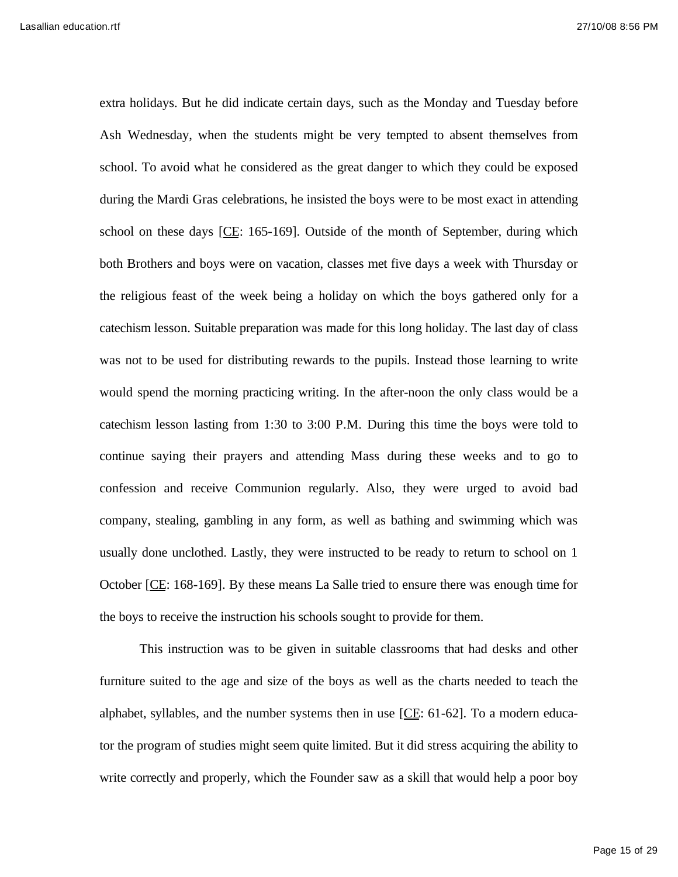extra holidays. But he did indicate certain days, such as the Monday and Tuesday before Ash Wednesday, when the students might be very tempted to absent themselves from school. To avoid what he considered as the great danger to which they could be exposed during the Mardi Gras celebrations, he insisted the boys were to be most exact in attending school on these days [CE: 165-169]. Outside of the month of September, during which both Brothers and boys were on vacation, classes met five days a week with Thursday or the religious feast of the week being a holiday on which the boys gathered only for a catechism lesson. Suitable preparation was made for this long holiday. The last day of class was not to be used for distributing rewards to the pupils. Instead those learning to write would spend the morning practicing writing. In the after-noon the only class would be a catechism lesson lasting from 1:30 to 3:00 P.M. During this time the boys were told to continue saying their prayers and attending Mass during these weeks and to go to confession and receive Communion regularly. Also, they were urged to avoid bad company, stealing, gambling in any form, as well as bathing and swimming which was usually done unclothed. Lastly, they were instructed to be ready to return to school on 1 October [CE: 168-169]. By these means La Salle tried to ensure there was enough time for the boys to receive the instruction his schools sought to provide for them.

This instruction was to be given in suitable classrooms that had desks and other furniture suited to the age and size of the boys as well as the charts needed to teach the alphabet, syllables, and the number systems then in use [CE: 61-62]. To a modern educator the program of studies might seem quite limited. But it did stress acquiring the ability to write correctly and properly, which the Founder saw as a skill that would help a poor boy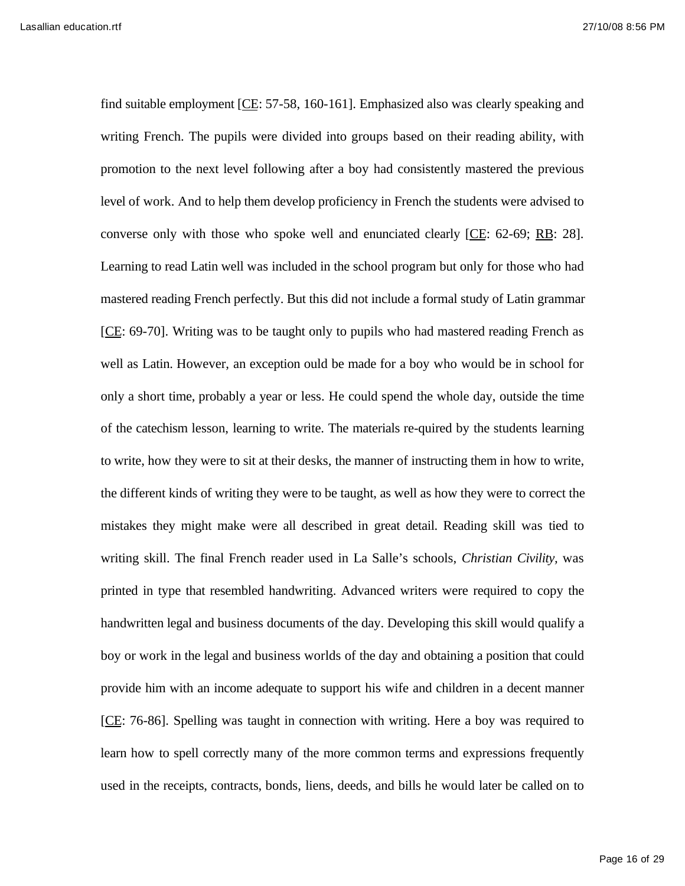find suitable employment [CE: 57-58, 160-161]. Emphasized also was clearly speaking and writing French. The pupils were divided into groups based on their reading ability, with promotion to the next level following after a boy had consistently mastered the previous level of work. And to help them develop proficiency in French the students were advised to converse only with those who spoke well and enunciated clearly [CE: 62-69; RB: 28]. Learning to read Latin well was included in the school program but only for those who had mastered reading French perfectly. But this did not include a formal study of Latin grammar [CE: 69-70]. Writing was to be taught only to pupils who had mastered reading French as well as Latin. However, an exception ould be made for a boy who would be in school for only a short time, probably a year or less. He could spend the whole day, outside the time of the catechism lesson, learning to write. The materials re-quired by the students learning to write, how they were to sit at their desks, the manner of instructing them in how to write, the different kinds of writing they were to be taught, as well as how they were to correct the mistakes they might make were all described in great detail. Reading skill was tied to writing skill. The final French reader used in La Salle's schools, *Christian Civility,* was printed in type that resembled handwriting. Advanced writers were required to copy the handwritten legal and business documents of the day. Developing this skill would qualify a boy or work in the legal and business worlds of the day and obtaining a position that could provide him with an income adequate to support his wife and children in a decent manner [CE: 76-86]. Spelling was taught in connection with writing. Here a boy was required to learn how to spell correctly many of the more common terms and expressions frequently used in the receipts, contracts, bonds, liens, deeds, and bills he would later be called on to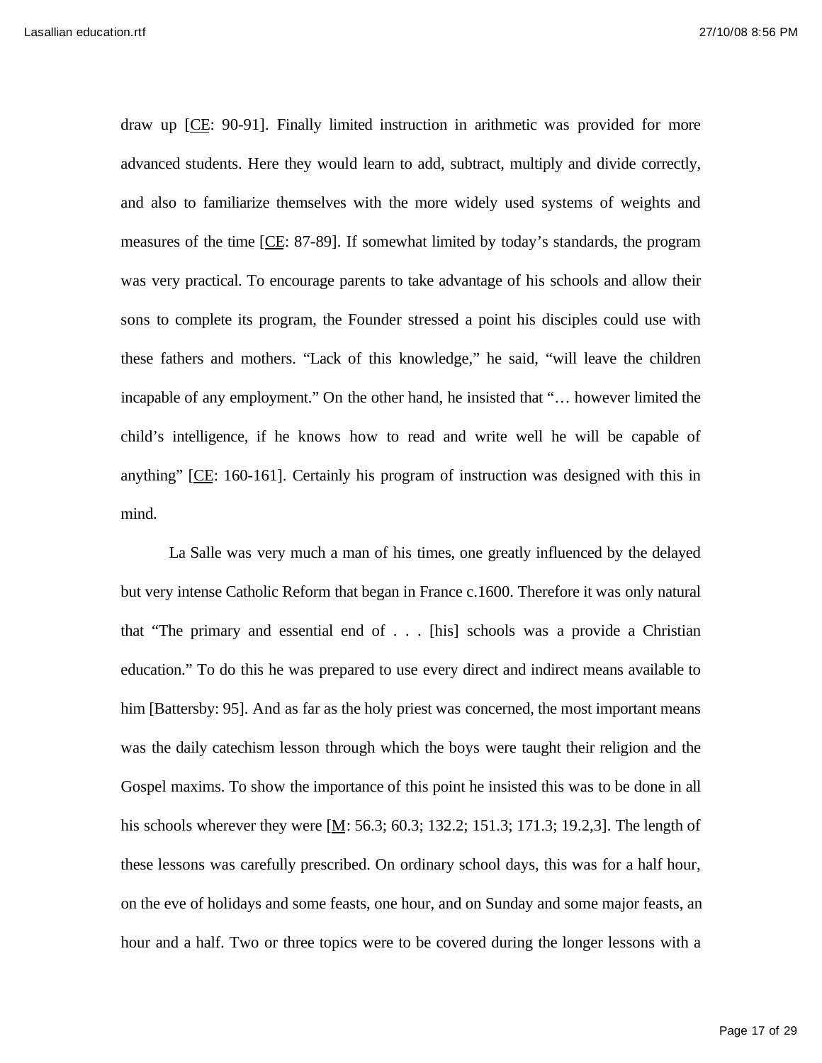draw up [CE: 90-91]. Finally limited instruction in arithmetic was provided for more advanced students. Here they would learn to add, subtract, multiply and divide correctly, and also to familiarize themselves with the more widely used systems of weights and measures of the time [CE: 87-89]. If somewhat limited by today's standards, the program was very practical. To encourage parents to take advantage of his schools and allow their sons to complete its program, the Founder stressed a point his disciples could use with these fathers and mothers. "Lack of this knowledge," he said, "will leave the children incapable of any employment." On the other hand, he insisted that "… however limited the child's intelligence, if he knows how to read and write well he will be capable of anything" [CE: 160-161]. Certainly his program of instruction was designed with this in mind.

La Salle was very much a man of his times, one greatly influenced by the delayed but very intense Catholic Reform that began in France c.1600. Therefore it was only natural that "The primary and essential end of . . . [his] schools was a provide a Christian education." To do this he was prepared to use every direct and indirect means available to him [Battersby: 95]. And as far as the holy priest was concerned, the most important means was the daily catechism lesson through which the boys were taught their religion and the Gospel maxims. To show the importance of this point he insisted this was to be done in all his schools wherever they were [M: 56.3; 60.3; 132.2; 151.3; 171.3; 19.2,3]. The length of these lessons was carefully prescribed. On ordinary school days, this was for a half hour, on the eve of holidays and some feasts, one hour, and on Sunday and some major feasts, an hour and a half. Two or three topics were to be covered during the longer lessons with a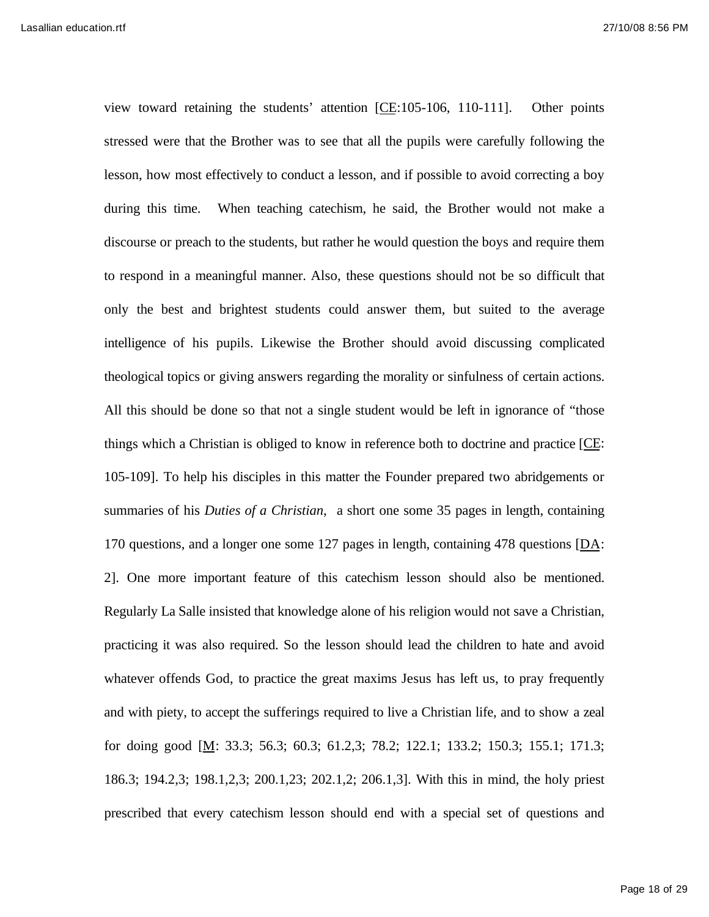view toward retaining the students' attention [CE:105-106, 110-111]. Other points stressed were that the Brother was to see that all the pupils were carefully following the lesson, how most effectively to conduct a lesson, and if possible to avoid correcting a boy during this time. When teaching catechism, he said, the Brother would not make a discourse or preach to the students, but rather he would question the boys and require them to respond in a meaningful manner. Also, these questions should not be so difficult that only the best and brightest students could answer them, but suited to the average intelligence of his pupils. Likewise the Brother should avoid discussing complicated theological topics or giving answers regarding the morality or sinfulness of certain actions. All this should be done so that not a single student would be left in ignorance of "those things which a Christian is obliged to know in reference both to doctrine and practice [CE: 105-109]. To help his disciples in this matter the Founder prepared two abridgements or summaries of his *Duties of a Christian*, a short one some 35 pages in length, containing 170 questions, and a longer one some 127 pages in length, containing 478 questions [DA: 2]. One more important feature of this catechism lesson should also be mentioned. Regularly La Salle insisted that knowledge alone of his religion would not save a Christian, practicing it was also required. So the lesson should lead the children to hate and avoid whatever offends God, to practice the great maxims Jesus has left us, to pray frequently and with piety, to accept the sufferings required to live a Christian life, and to show a zeal for doing good [M: 33.3; 56.3; 60.3; 61.2,3; 78.2; 122.1; 133.2; 150.3; 155.1; 171.3; 186.3; 194.2,3; 198.1,2,3; 200.1,23; 202.1,2; 206.1,3]. With this in mind, the holy priest prescribed that every catechism lesson should end with a special set of questions and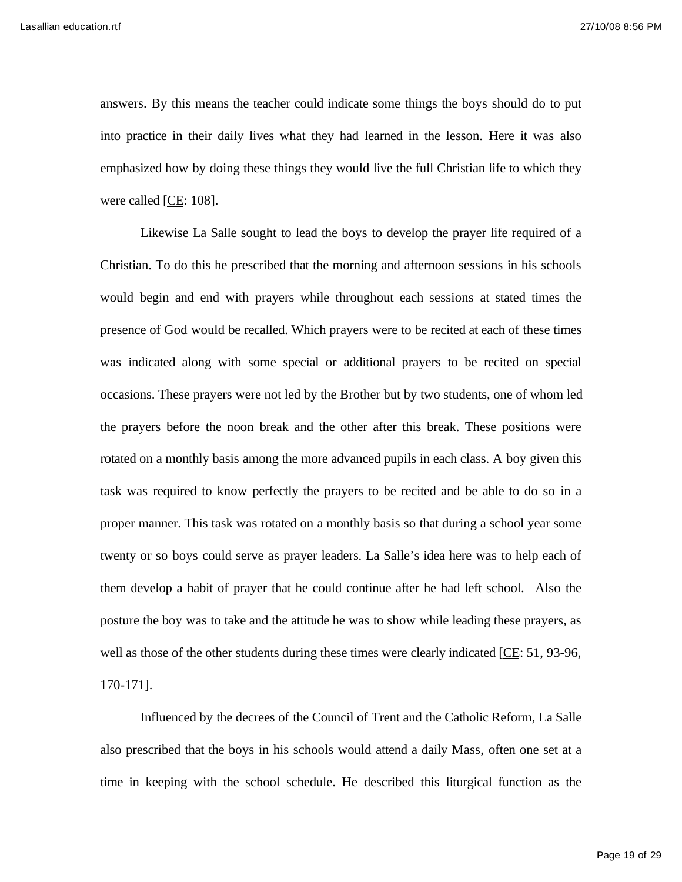answers. By this means the teacher could indicate some things the boys should do to put into practice in their daily lives what they had learned in the lesson. Here it was also emphasized how by doing these things they would live the full Christian life to which they were called [CE: 108].

Likewise La Salle sought to lead the boys to develop the prayer life required of a Christian. To do this he prescribed that the morning and afternoon sessions in his schools would begin and end with prayers while throughout each sessions at stated times the presence of God would be recalled. Which prayers were to be recited at each of these times was indicated along with some special or additional prayers to be recited on special occasions. These prayers were not led by the Brother but by two students, one of whom led the prayers before the noon break and the other after this break. These positions were rotated on a monthly basis among the more advanced pupils in each class. A boy given this task was required to know perfectly the prayers to be recited and be able to do so in a proper manner. This task was rotated on a monthly basis so that during a school year some twenty or so boys could serve as prayer leaders. La Salle's idea here was to help each of them develop a habit of prayer that he could continue after he had left school. Also the posture the boy was to take and the attitude he was to show while leading these prayers, as well as those of the other students during these times were clearly indicated [CE: 51, 93-96, 170-171].

Influenced by the decrees of the Council of Trent and the Catholic Reform, La Salle also prescribed that the boys in his schools would attend a daily Mass, often one set at a time in keeping with the school schedule. He described this liturgical function as the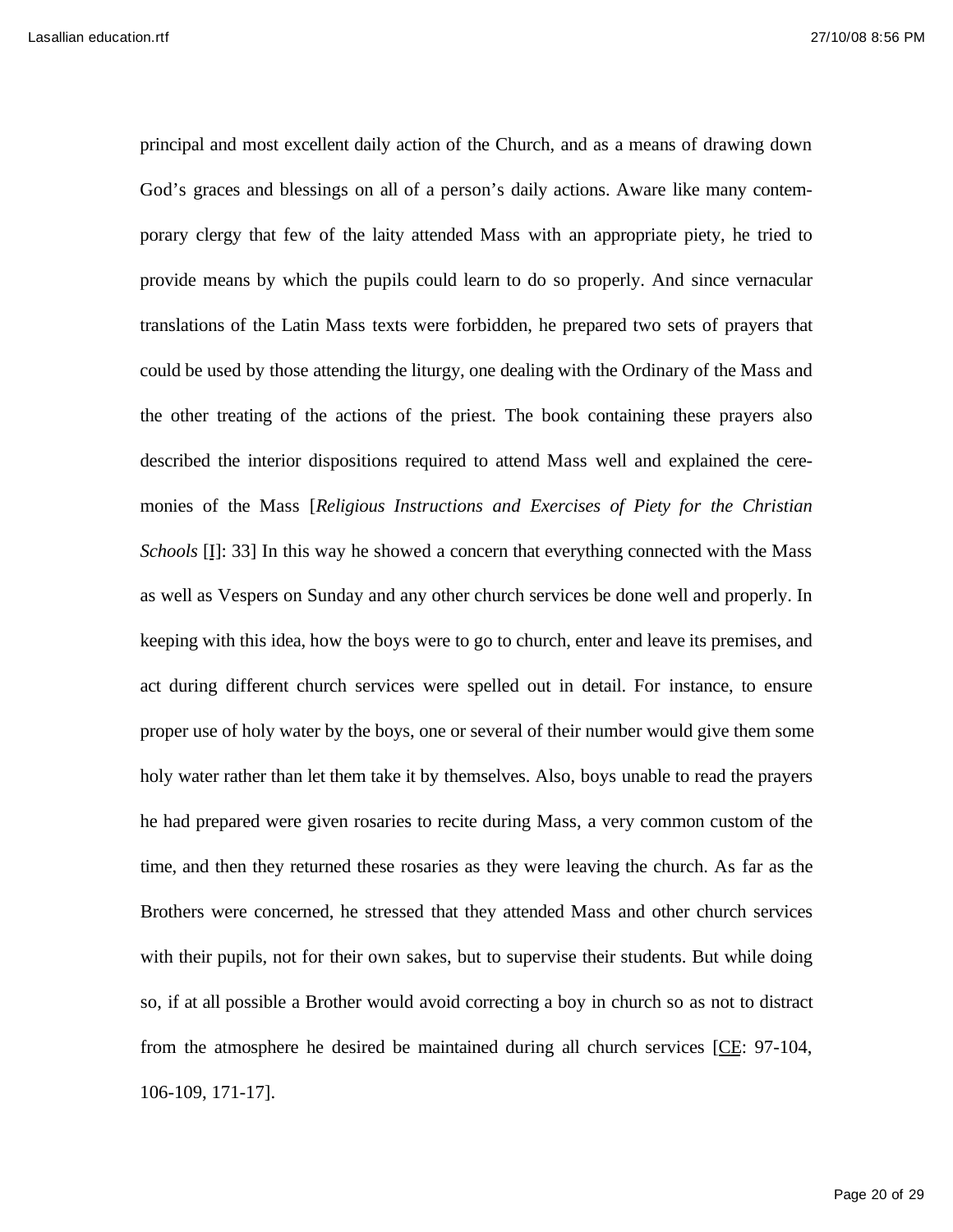principal and most excellent daily action of the Church, and as a means of drawing down God's graces and blessings on all of a person's daily actions. Aware like many contemporary clergy that few of the laity attended Mass with an appropriate piety, he tried to provide means by which the pupils could learn to do so properly. And since vernacular translations of the Latin Mass texts were forbidden, he prepared two sets of prayers that could be used by those attending the liturgy, one dealing with the Ordinary of the Mass and the other treating of the actions of the priest. The book containing these prayers also described the interior dispositions required to attend Mass well and explained the ceremonies of the Mass [*Religious Instructions and Exercises of Piety for the Christian Schools* [I]: 33] In this way he showed a concern that everything connected with the Mass as well as Vespers on Sunday and any other church services be done well and properly. In keeping with this idea, how the boys were to go to church, enter and leave its premises, and act during different church services were spelled out in detail. For instance, to ensure proper use of holy water by the boys, one or several of their number would give them some holy water rather than let them take it by themselves. Also, boys unable to read the prayers he had prepared were given rosaries to recite during Mass, a very common custom of the time, and then they returned these rosaries as they were leaving the church. As far as the Brothers were concerned, he stressed that they attended Mass and other church services with their pupils, not for their own sakes, but to supervise their students. But while doing so, if at all possible a Brother would avoid correcting a boy in church so as not to distract from the atmosphere he desired be maintained during all church services [CE: 97-104, 106-109, 171-17].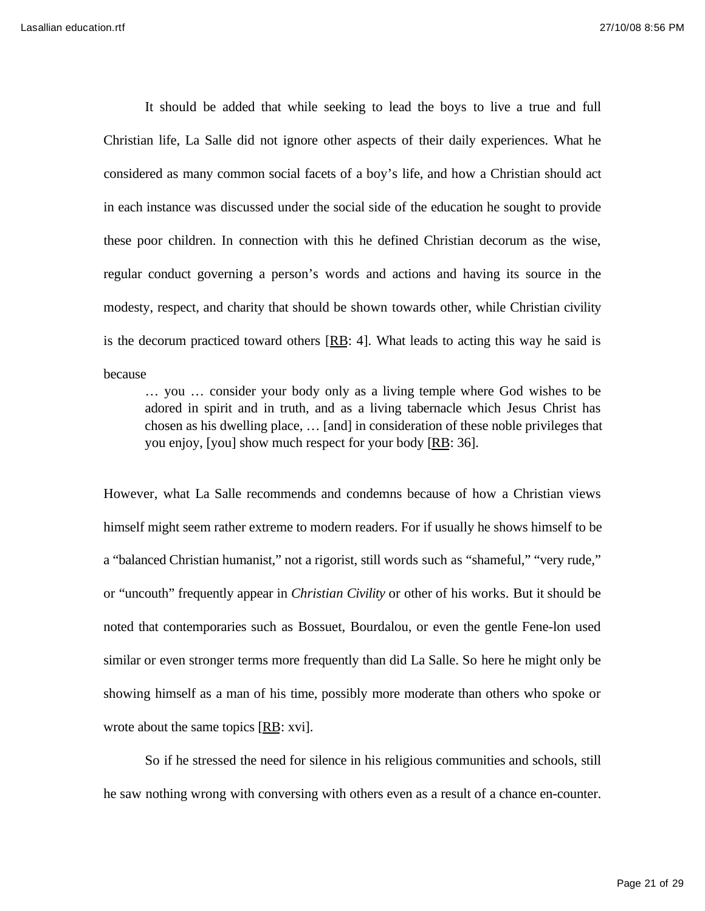It should be added that while seeking to lead the boys to live a true and full Christian life, La Salle did not ignore other aspects of their daily experiences. What he considered as many common social facets of a boy's life, and how a Christian should act in each instance was discussed under the social side of the education he sought to provide these poor children. In connection with this he defined Christian decorum as the wise, regular conduct governing a person's words and actions and having its source in the modesty, respect, and charity that should be shown towards other, while Christian civility is the decorum practiced toward others [RB: 4]. What leads to acting this way he said is because

> … you … consider your body only as a living temple where God wishes to be adored in spirit and in truth, and as a living tabernacle which Jesus Christ has chosen as his dwelling place, … [and] in consideration of these noble privileges that you enjoy, [you] show much respect for your body [RB: 36].

However, what La Salle recommends and condemns because of how a Christian views himself might seem rather extreme to modern readers. For if usually he shows himself to be a "balanced Christian humanist," not a rigorist, still words such as "shameful," "very rude," or "uncouth" frequently appear in *Christian Civility* or other of his works. But it should be noted that contemporaries such as Bossuet, Bourdalou, or even the gentle Fene-lon used similar or even stronger terms more frequently than did La Salle. So here he might only be showing himself as a man of his time, possibly more moderate than others who spoke or wrote about the same topics [RB: xvi].

So if he stressed the need for silence in his religious communities and schools, still he saw nothing wrong with conversing with others even as a result of a chance en-counter.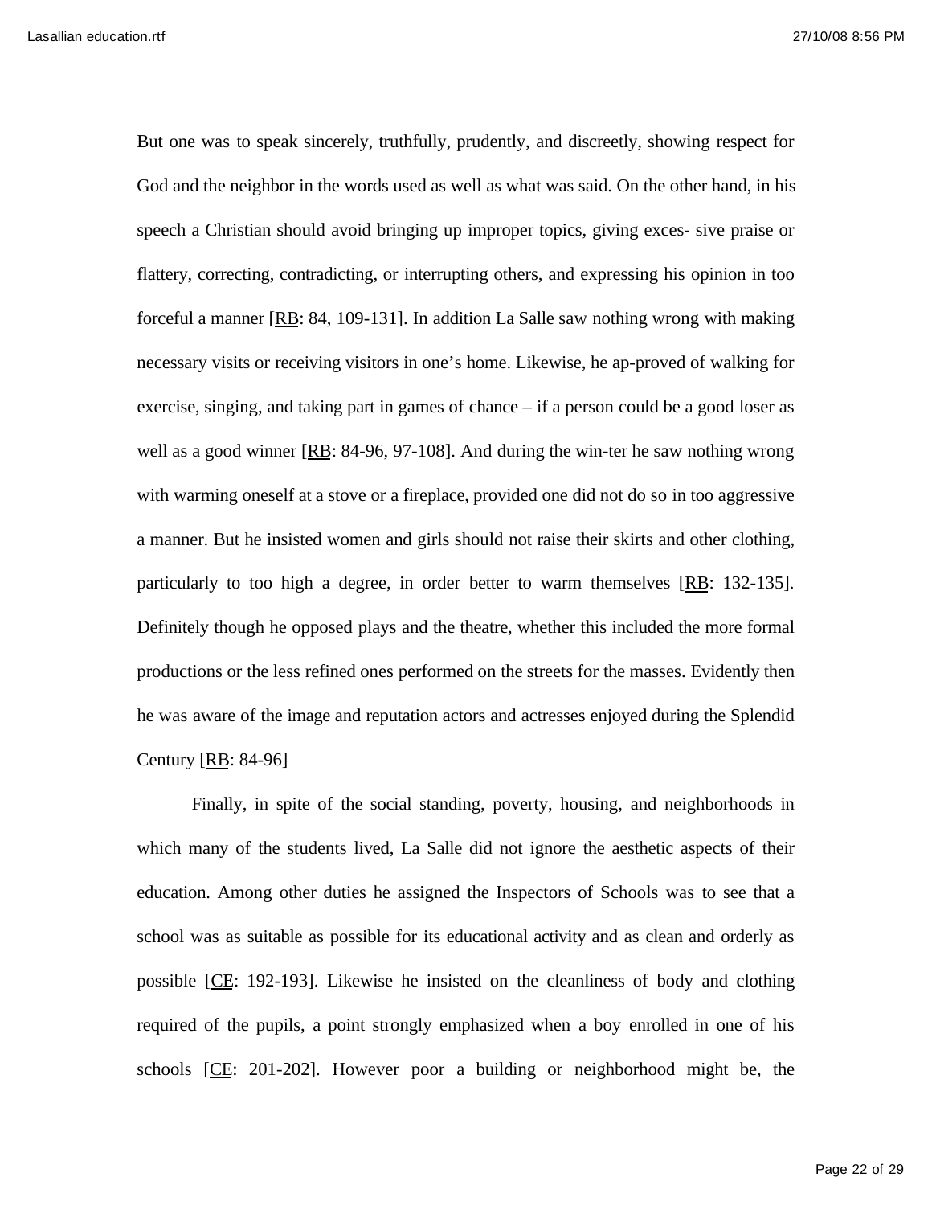But one was to speak sincerely, truthfully, prudently, and discreetly, showing respect for God and the neighbor in the words used as well as what was said. On the other hand, in his speech a Christian should avoid bringing up improper topics, giving exces- sive praise or flattery, correcting, contradicting, or interrupting others, and expressing his opinion in too forceful a manner [RB: 84, 109-131]. In addition La Salle saw nothing wrong with making necessary visits or receiving visitors in one's home. Likewise, he ap-proved of walking for exercise, singing, and taking part in games of chance – if a person could be a good loser as well as a good winner [RB: 84-96, 97-108]. And during the win-ter he saw nothing wrong with warming oneself at a stove or a fireplace, provided one did not do so in too aggressive a manner. But he insisted women and girls should not raise their skirts and other clothing, particularly to too high a degree, in order better to warm themselves [RB: 132-135]. Definitely though he opposed plays and the theatre, whether this included the more formal productions or the less refined ones performed on the streets for the masses. Evidently then he was aware of the image and reputation actors and actresses enjoyed during the Splendid Century [RB: 84-96]

Finally, in spite of the social standing, poverty, housing, and neighborhoods in which many of the students lived, La Salle did not ignore the aesthetic aspects of their education. Among other duties he assigned the Inspectors of Schools was to see that a school was as suitable as possible for its educational activity and as clean and orderly as possible [CE: 192-193]. Likewise he insisted on the cleanliness of body and clothing required of the pupils, a point strongly emphasized when a boy enrolled in one of his schools [CE: 201-202]. However poor a building or neighborhood might be, the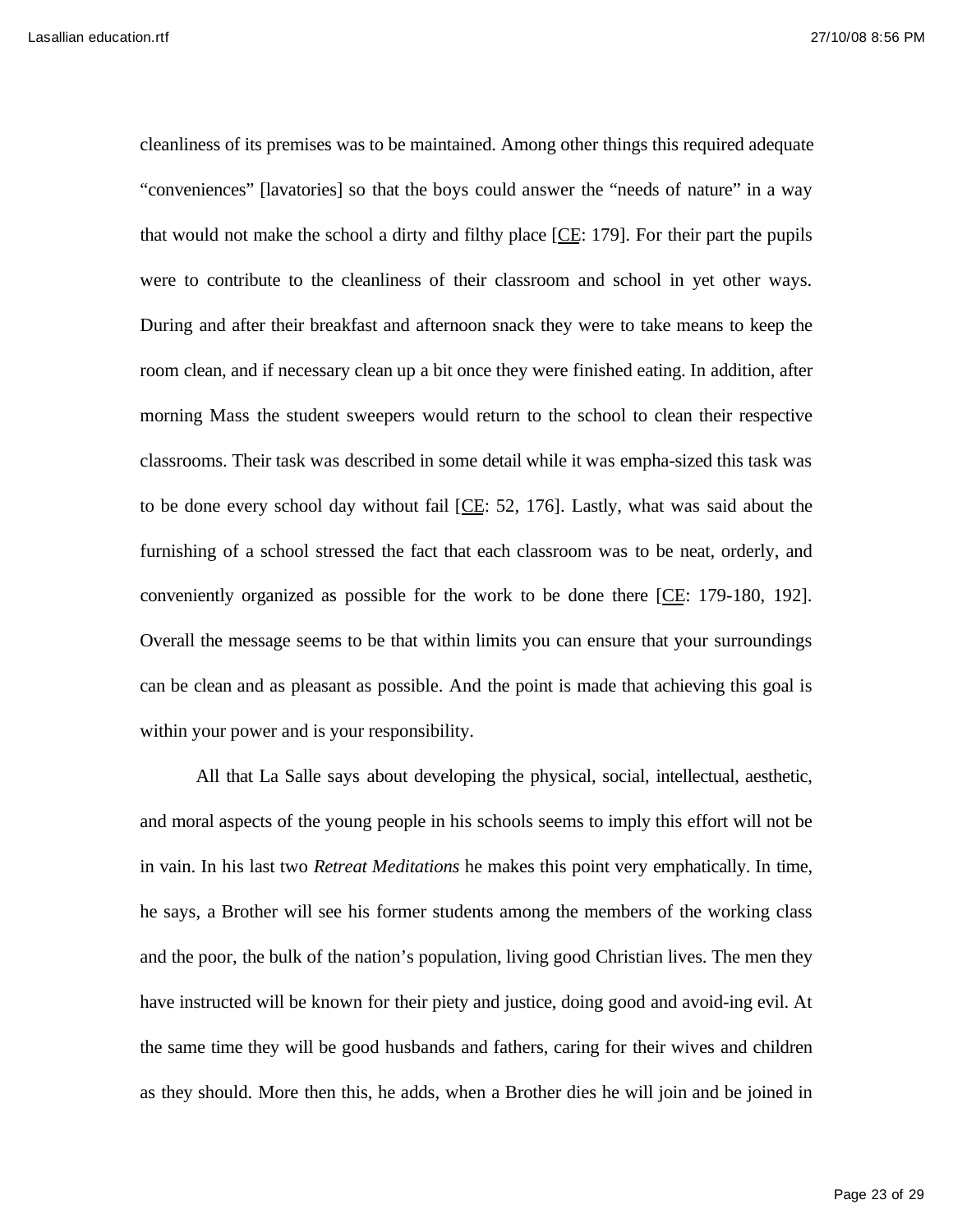cleanliness of its premises was to be maintained. Among other things this required adequate "conveniences" [lavatories] so that the boys could answer the "needs of nature" in a way that would not make the school a dirty and filthy place [CE: 179]. For their part the pupils were to contribute to the cleanliness of their classroom and school in yet other ways. During and after their breakfast and afternoon snack they were to take means to keep the room clean, and if necessary clean up a bit once they were finished eating. In addition, after morning Mass the student sweepers would return to the school to clean their respective classrooms. Their task was described in some detail while it was empha-sized this task was to be done every school day without fail [CE: 52, 176]. Lastly, what was said about the furnishing of a school stressed the fact that each classroom was to be neat, orderly, and conveniently organized as possible for the work to be done there [CE: 179-180, 192]. Overall the message seems to be that within limits you can ensure that your surroundings can be clean and as pleasant as possible. And the point is made that achieving this goal is within your power and is your responsibility.

All that La Salle says about developing the physical, social, intellectual, aesthetic, and moral aspects of the young people in his schools seems to imply this effort will not be in vain. In his last two *Retreat Meditations* he makes this point very emphatically. In time, he says, a Brother will see his former students among the members of the working class and the poor, the bulk of the nation's population, living good Christian lives. The men they have instructed will be known for their piety and justice, doing good and avoid-ing evil. At the same time they will be good husbands and fathers, caring for their wives and children as they should. More then this, he adds, when a Brother dies he will join and be joined in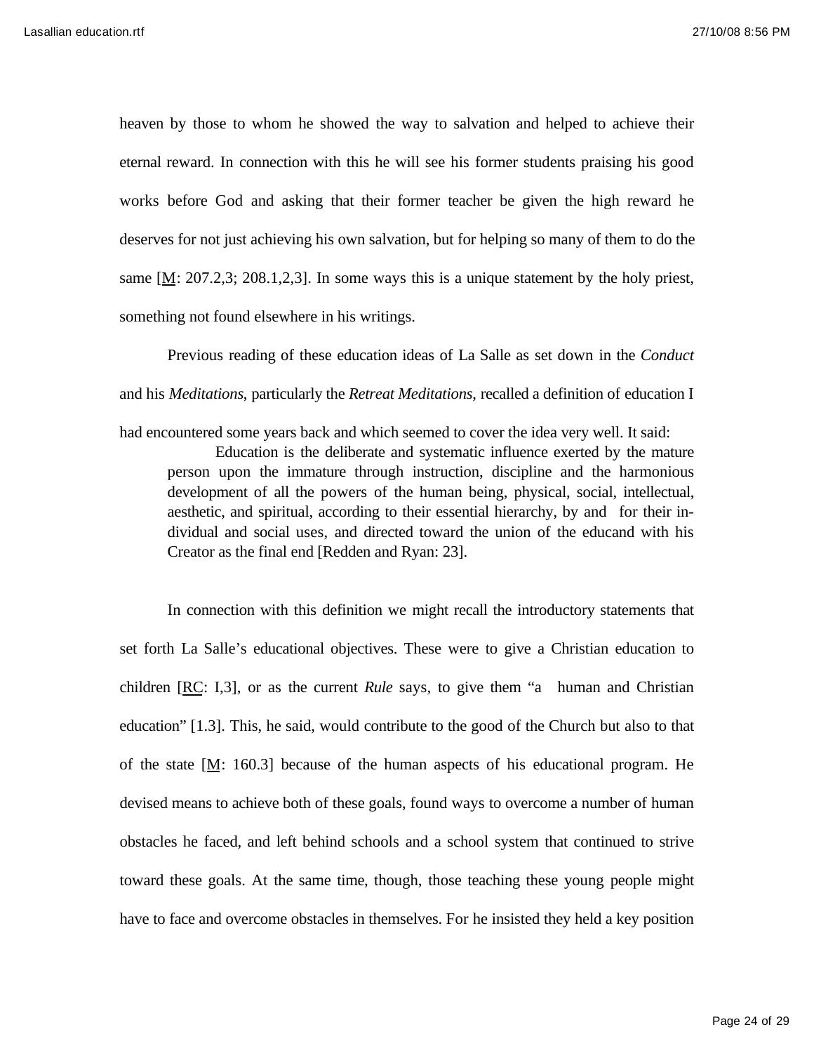heaven by those to whom he showed the way to salvation and helped to achieve their eternal reward. In connection with this he will see his former students praising his good works before God and asking that their former teacher be given the high reward he deserves for not just achieving his own salvation, but for helping so many of them to do the same [M: 207.2,3; 208.1,2,3]. In some ways this is a unique statement by the holy priest, something not found elsewhere in his writings.

Previous reading of these education ideas of La Salle as set down in the *Conduct* and his *Meditations*, particularly the *Retreat Meditations*, recalled a definition of education I had encountered some years back and which seemed to cover the idea very well. It said:

> Education is the deliberate and systematic influence exerted by the mature person upon the immature through instruction, discipline and the harmonious development of all the powers of the human being, physical, social, intellectual, aesthetic, and spiritual, according to their essential hierarchy, by and for their individual and social uses, and directed toward the union of the educand with his Creator as the final end [Redden and Ryan: 23].

In connection with this definition we might recall the introductory statements that set forth La Salle's educational objectives. These were to give a Christian education to children [RC: I,3], or as the current *Rule* says, to give them "a human and Christian education" [1.3]. This, he said, would contribute to the good of the Church but also to that of the state [M: 160.3] because of the human aspects of his educational program. He devised means to achieve both of these goals, found ways to overcome a number of human obstacles he faced, and left behind schools and a school system that continued to strive toward these goals. At the same time, though, those teaching these young people might have to face and overcome obstacles in themselves. For he insisted they held a key position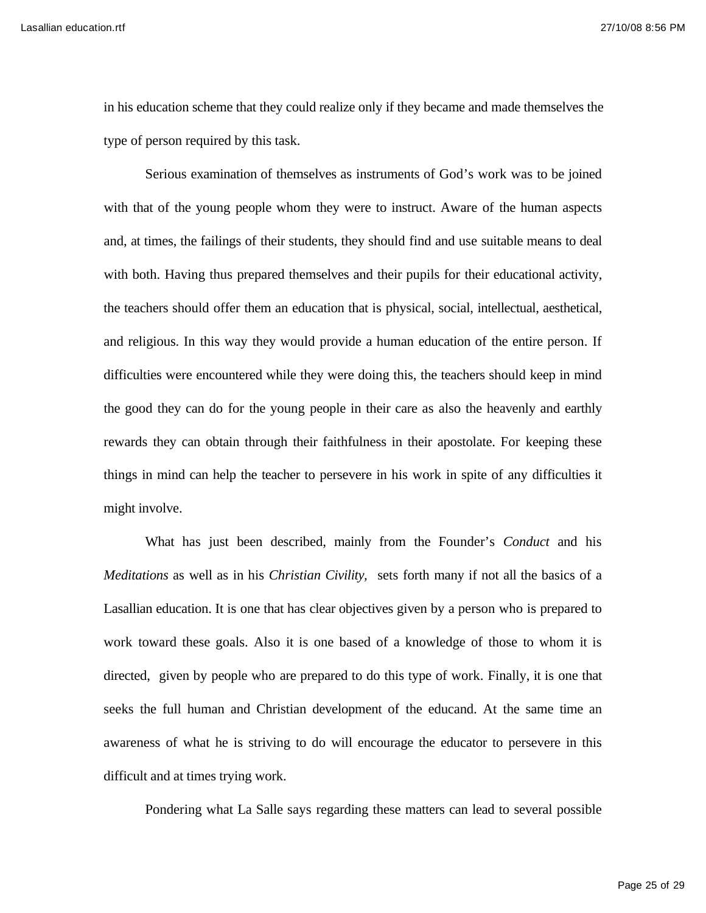in his education scheme that they could realize only if they became and made themselves the type of person required by this task.

Serious examination of themselves as instruments of God's work was to be joined with that of the young people whom they were to instruct. Aware of the human aspects and, at times, the failings of their students, they should find and use suitable means to deal with both. Having thus prepared themselves and their pupils for their educational activity, the teachers should offer them an education that is physical, social, intellectual, aesthetical, and religious. In this way they would provide a human education of the entire person. If difficulties were encountered while they were doing this, the teachers should keep in mind the good they can do for the young people in their care as also the heavenly and earthly rewards they can obtain through their faithfulness in their apostolate. For keeping these things in mind can help the teacher to persevere in his work in spite of any difficulties it might involve.

What has just been described, mainly from the Founder's *Conduct* and his *Meditations* as well as in his *Christian Civility,* sets forth many if not all the basics of a Lasallian education. It is one that has clear objectives given by a person who is prepared to work toward these goals. Also it is one based of a knowledge of those to whom it is directed, given by people who are prepared to do this type of work. Finally, it is one that seeks the full human and Christian development of the educand. At the same time an awareness of what he is striving to do will encourage the educator to persevere in this difficult and at times trying work.

Pondering what La Salle says regarding these matters can lead to several possible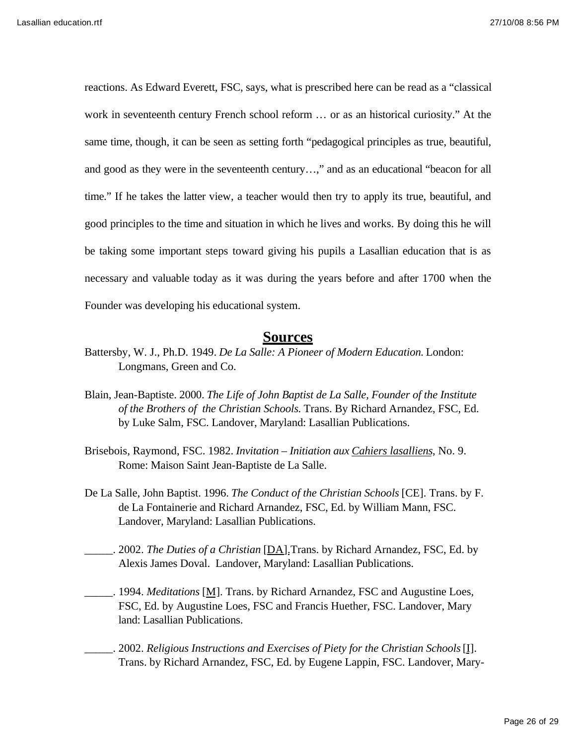reactions. As Edward Everett, FSC, says, what is prescribed here can be read as a "classical work in seventeenth century French school reform … or as an historical curiosity." At the same time, though, it can be seen as setting forth "pedagogical principles as true, beautiful, and good as they were in the seventeenth century…," and as an educational "beacon for all time." If he takes the latter view, a teacher would then try to apply its true, beautiful, and good principles to the time and situation in which he lives and works. By doing this he will be taking some important steps toward giving his pupils a Lasallian education that is as necessary and valuable today as it was during the years before and after 1700 when the Founder was developing his educational system.

## Sources

Battersby, W. J., Ph.D. 1949. *De La Salle: A Pioneer of Modern Education.* London: Longmans, Green and Co.

Blain, Jean-Baptiste. 2000. *The Life of John Baptist de La Salle, Founder of the Institute of the Brothers of the Christian Schools.* Trans. By Richard Arnandez, FSC, Ed. by Luke Salm, FSC. Landover, Maryland: Lasallian Publications.

Brisebois, Raymond, FSC. 1982. *Invitation – Initiation aux Cahiers lasalliens*, No. 9. Rome: Maison Saint Jean-Baptiste de La Salle.

De La Salle, John Baptist. 1996. *The Conduct of the Christian Schools* [CE]. Trans. by F. de La Fontainerie and Richard Arnandez, FSC, Ed. by William Mann, FSC. Landover, Maryland: Lasallian Publications.

_____. 2002. *The Duties of a Christian* [DA]. Trans. by Richard Arnandez, FSC, Ed. by Alexis James Doval. Landover, Maryland: Lasallian Publications.

_____. 1994. *Meditations* [M]. Trans. by Richard Arnandez, FSC and Augustine Loes, FSC, Ed. by Augustine Loes, FSC and Francis Huether, FSC. Landover, Mary land: Lasallian Publications.

_____. 2002. *Religious Instructions and Exercises of Piety for the Christian Schools* [I]. Trans. by Richard Arnandez, FSC, Ed. by Eugene Lappin, FSC. Landover, Mary-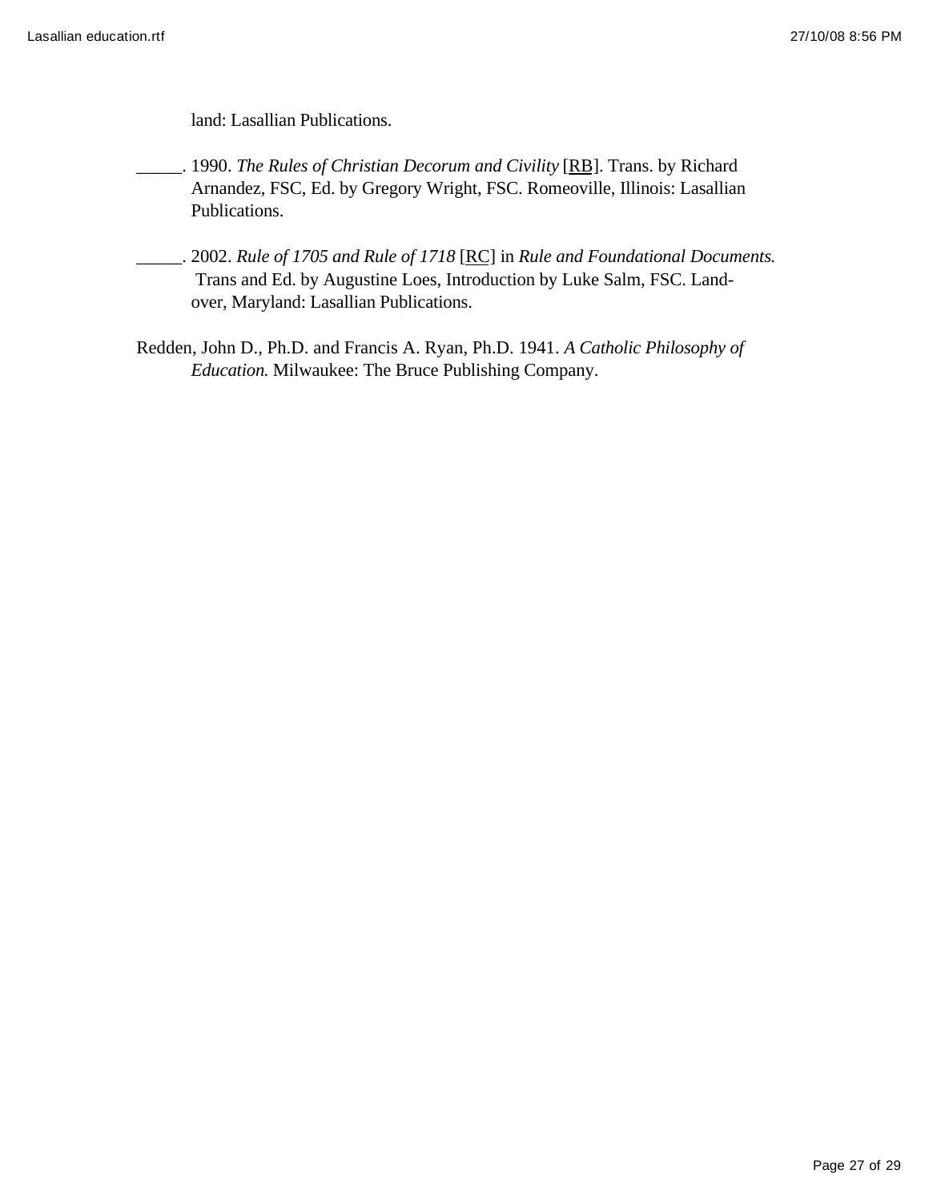land: Lasallian Publications.

_____. 1990. *The Rules of Christian Decorum and Civility* [RB]. Trans. by Richard Arnandez, FSC, Ed. by Gregory Wright, FSC. Romeoville, Illinois: Lasallian Publications.

_____. 2002. *Rule of 1705 and Rule of 1718* [RC] in *Rule and Foundational Documents.* Trans and Ed. by Augustine Loes, Introduction by Luke Salm, FSC. Landover, Maryland: Lasallian Publications.

Redden, John D., Ph.D. and Francis A. Ryan, Ph.D. 1941. *A Catholic Philosophy of Education.* Milwaukee: The Bruce Publishing Company.